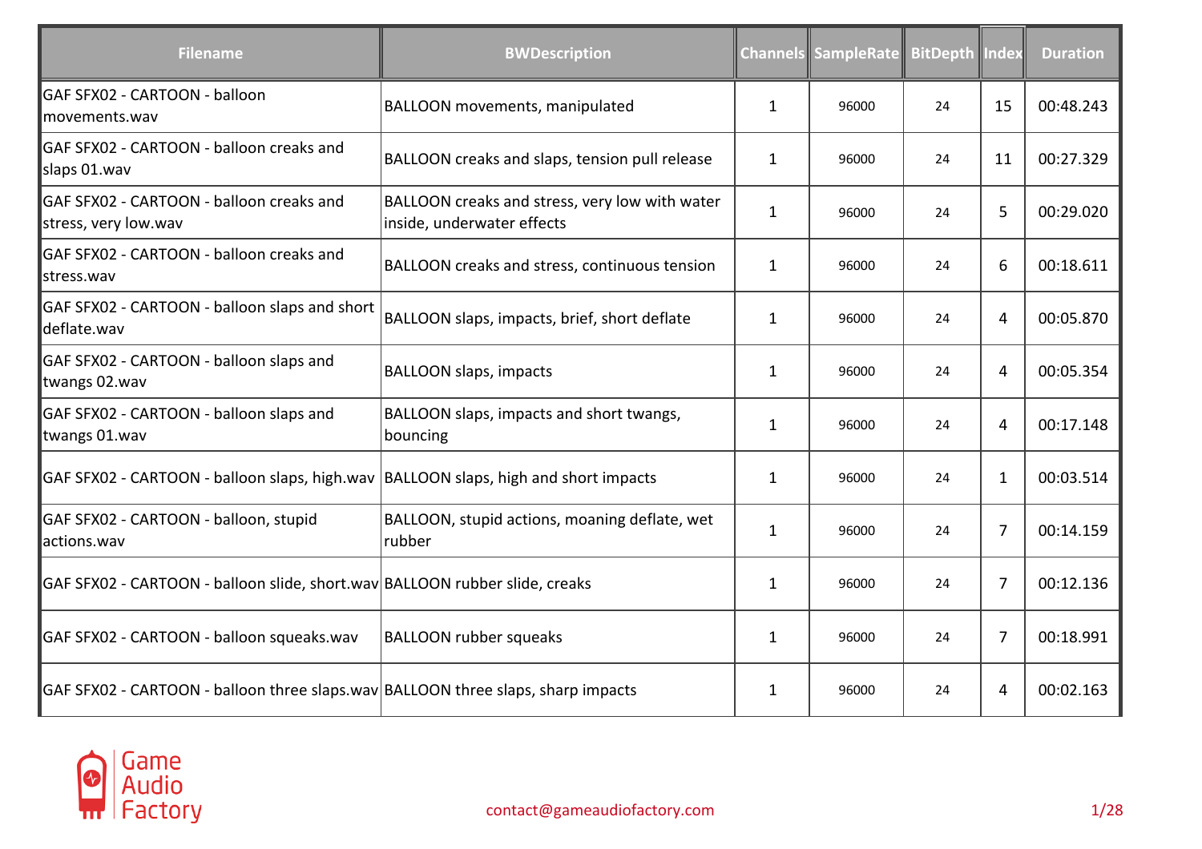| Filename | BWDescription | Channels | SampleRate | BitDepth | Index | Duration |
|---|---|---|---|---|---|---|
| GAF SFX02 - CARTOON - balloon movements.wav | BALLOON movements, manipulated | 1 | 96000 | 24 | 15 | 00:48.243 |
| GAF SFX02 - CARTOON - balloon creaks and slaps 01.wav | BALLOON creaks and slaps, tension pull release | 1 | 96000 | 24 | 11 | 00:27.329 |
| GAF SFX02 - CARTOON - balloon creaks and stress, very low.wav | BALLOON creaks and stress, very low with water inside, underwater effects | 1 | 96000 | 24 | 5 | 00:29.020 |
| GAF SFX02 - CARTOON - balloon creaks and stress.wav | BALLOON creaks and stress, continuous tension | 1 | 96000 | 24 | 6 | 00:18.611 |
| GAF SFX02 - CARTOON - balloon slaps and short deflate.wav | BALLOON slaps, impacts, brief, short deflate | 1 | 96000 | 24 | 4 | 00:05.870 |
| GAF SFX02 - CARTOON - balloon slaps and twangs 02.wav | BALLOON slaps, impacts | 1 | 96000 | 24 | 4 | 00:05.354 |
| GAF SFX02 - CARTOON - balloon slaps and twangs 01.wav | BALLOON slaps, impacts and short twangs, bouncing | 1 | 96000 | 24 | 4 | 00:17.148 |
| GAF SFX02 - CARTOON - balloon slaps, high.wav | BALLOON slaps, high and short impacts | 1 | 96000 | 24 | 1 | 00:03.514 |
| GAF SFX02 - CARTOON - balloon, stupid actions.wav | BALLOON, stupid actions, moaning deflate, wet rubber | 1 | 96000 | 24 | 7 | 00:14.159 |
| GAF SFX02 - CARTOON - balloon slide, short.wav | BALLOON rubber slide, creaks | 1 | 96000 | 24 | 7 | 00:12.136 |
| GAF SFX02 - CARTOON - balloon squeaks.wav | BALLOON rubber squeaks | 1 | 96000 | 24 | 7 | 00:18.991 |
| GAF SFX02 - CARTOON - balloon three slaps.wav | BALLOON three slaps, sharp impacts | 1 | 96000 | 24 | 4 | 00:02.163 |

Game Audio Factory

contact@gameaudiofactory.com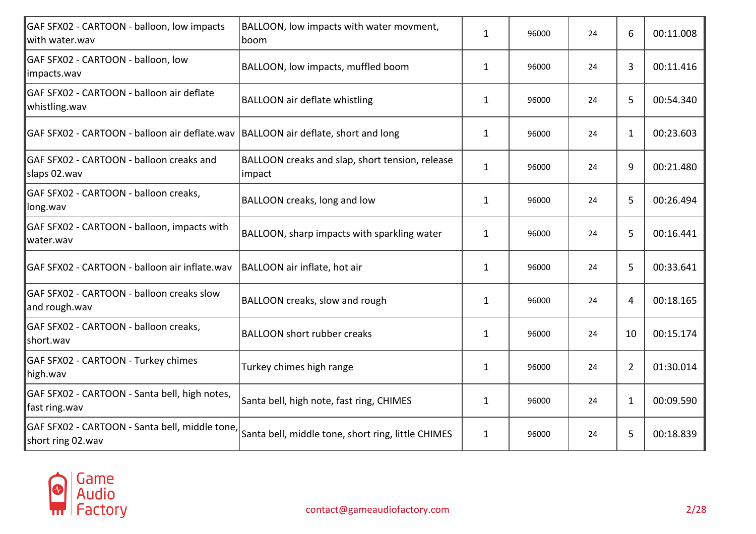| | | | | | | |
|---|---|---|---|---|---|---|
| GAF SFX02 - CARTOON - balloon, low impacts with water.wav | BALLOON, low impacts with water movment, boom | 1 | 96000 | 24 | 6 | 00:11.008 |
| GAF SFX02 - CARTOON - balloon, low impacts.wav | BALLOON, low impacts, muffled boom | 1 | 96000 | 24 | 3 | 00:11.416 |
| GAF SFX02 - CARTOON - balloon air deflate whistling.wav | BALLOON air deflate whistling | 1 | 96000 | 24 | 5 | 00:54.340 |
| GAF SFX02 - CARTOON - balloon air deflate.wav | BALLOON air deflate, short and long | 1 | 96000 | 24 | 1 | 00:23.603 |
| GAF SFX02 - CARTOON - balloon creaks and slaps 02.wav | BALLOON creaks and slap, short tension, release impact | 1 | 96000 | 24 | 9 | 00:21.480 |
| GAF SFX02 - CARTOON - balloon creaks, long.wav | BALLOON creaks, long and low | 1 | 96000 | 24 | 5 | 00:26.494 |
| GAF SFX02 - CARTOON - balloon, impacts with water.wav | BALLOON, sharp impacts with sparkling water | 1 | 96000 | 24 | 5 | 00:16.441 |
| GAF SFX02 - CARTOON - balloon air inflate.wav | BALLOON air inflate, hot air | 1 | 96000 | 24 | 5 | 00:33.641 |
| GAF SFX02 - CARTOON - balloon creaks slow and rough.wav | BALLOON creaks, slow and rough | 1 | 96000 | 24 | 4 | 00:18.165 |
| GAF SFX02 - CARTOON - balloon creaks, short.wav | BALLOON short rubber creaks | 1 | 96000 | 24 | 10 | 00:15.174 |
| GAF SFX02 - CARTOON - Turkey chimes high.wav | Turkey chimes high range | 1 | 96000 | 24 | 2 | 01:30.014 |
| GAF SFX02 - CARTOON - Santa bell, high notes, fast ring.wav | Santa bell, high note, fast ring, CHIMES | 1 | 96000 | 24 | 1 | 00:09.590 |
| GAF SFX02 - CARTOON - Santa bell, middle tone, short ring 02.wav | Santa bell, middle tone, short ring, little CHIMES | 1 | 96000 | 24 | 5 | 00:18.839 |

Game Audio Factory

contact@gameaudiofactory.com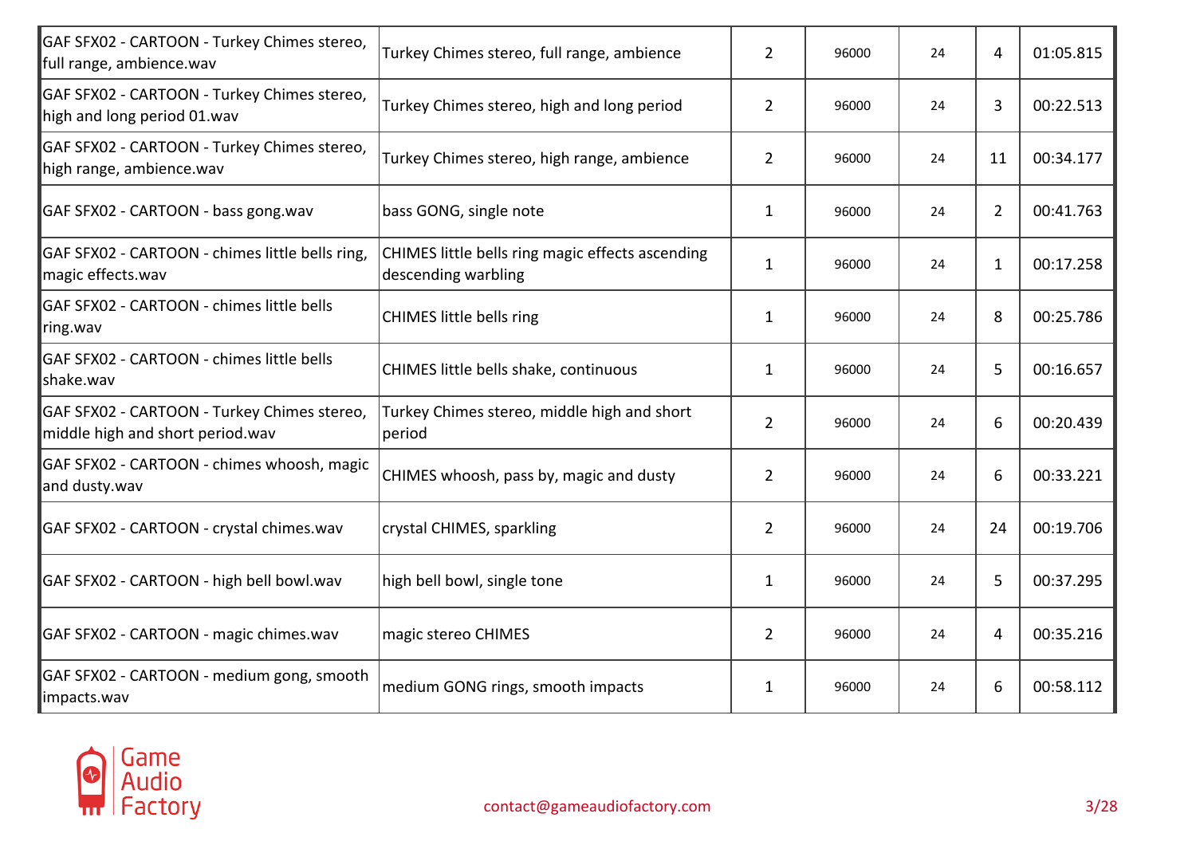| | | | | | | |
|---|---|---|---|---|---|---|
| GAF SFX02 - CARTOON - Turkey Chimes stereo, full range, ambience.wav | Turkey Chimes stereo, full range, ambience | 2 | 96000 | 24 | 4 | 01:05.815 |
| GAF SFX02 - CARTOON - Turkey Chimes stereo, high and long period 01.wav | Turkey Chimes stereo, high and long period | 2 | 96000 | 24 | 3 | 00:22.513 |
| GAF SFX02 - CARTOON - Turkey Chimes stereo, high range, ambience.wav | Turkey Chimes stereo, high range, ambience | 2 | 96000 | 24 | 11 | 00:34.177 |
| GAF SFX02 - CARTOON - bass gong.wav | bass GONG, single note | 1 | 96000 | 24 | 2 | 00:41.763 |
| GAF SFX02 - CARTOON - chimes little bells ring, magic effects.wav | CHIMES little bells ring magic effects ascending descending warbling | 1 | 96000 | 24 | 1 | 00:17.258 |
| GAF SFX02 - CARTOON - chimes little bells ring.wav | CHIMES little bells ring | 1 | 96000 | 24 | 8 | 00:25.786 |
| GAF SFX02 - CARTOON - chimes little bells shake.wav | CHIMES little bells shake, continuous | 1 | 96000 | 24 | 5 | 00:16.657 |
| GAF SFX02 - CARTOON - Turkey Chimes stereo, middle high and short period.wav | Turkey Chimes stereo, middle high and short period | 2 | 96000 | 24 | 6 | 00:20.439 |
| GAF SFX02 - CARTOON - chimes whoosh, magic and dusty.wav | CHIMES whoosh, pass by, magic and dusty | 2 | 96000 | 24 | 6 | 00:33.221 |
| GAF SFX02 - CARTOON - crystal chimes.wav | crystal CHIMES, sparkling | 2 | 96000 | 24 | 24 | 00:19.706 |
| GAF SFX02 - CARTOON - high bell bowl.wav | high bell bowl, single tone | 1 | 96000 | 24 | 5 | 00:37.295 |
| GAF SFX02 - CARTOON - magic chimes.wav | magic stereo CHIMES | 2 | 96000 | 24 | 4 | 00:35.216 |
| GAF SFX02 - CARTOON - medium gong, smooth impacts.wav | medium GONG rings, smooth impacts | 1 | 96000 | 24 | 6 | 00:58.112 |

Game Audio Factory

contact@gameaudiofactory.com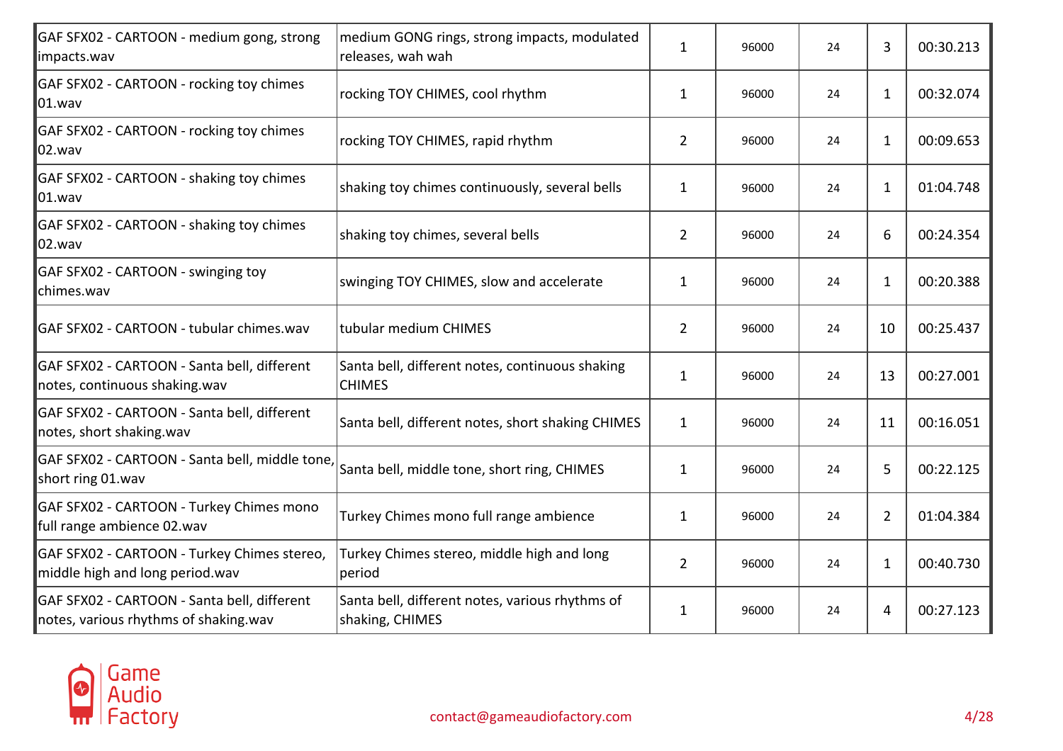| | | | | | | |
|---|---|---|---|---|---|---|
| GAF SFX02 - CARTOON - medium gong, strong impacts.wav | medium GONG rings, strong impacts, modulated releases, wah wah | 1 | 96000 | 24 | 3 | 00:30.213 |
| GAF SFX02 - CARTOON - rocking toy chimes 01.wav | rocking TOY CHIMES, cool rhythm | 1 | 96000 | 24 | 1 | 00:32.074 |
| GAF SFX02 - CARTOON - rocking toy chimes 02.wav | rocking TOY CHIMES, rapid rhythm | 2 | 96000 | 24 | 1 | 00:09.653 |
| GAF SFX02 - CARTOON - shaking toy chimes 01.wav | shaking toy chimes continuously, several bells | 1 | 96000 | 24 | 1 | 01:04.748 |
| GAF SFX02 - CARTOON - shaking toy chimes 02.wav | shaking toy chimes, several bells | 2 | 96000 | 24 | 6 | 00:24.354 |
| GAF SFX02 - CARTOON - swinging toy chimes.wav | swinging TOY CHIMES, slow and accelerate | 1 | 96000 | 24 | 1 | 00:20.388 |
| GAF SFX02 - CARTOON - tubular chimes.wav | tubular medium CHIMES | 2 | 96000 | 24 | 10 | 00:25.437 |
| GAF SFX02 - CARTOON - Santa bell, different notes, continuous shaking.wav | Santa bell, different notes, continuous shaking CHIMES | 1 | 96000 | 24 | 13 | 00:27.001 |
| GAF SFX02 - CARTOON - Santa bell, different notes, short shaking.wav | Santa bell, different notes, short shaking CHIMES | 1 | 96000 | 24 | 11 | 00:16.051 |
| GAF SFX02 - CARTOON - Santa bell, middle tone, short ring 01.wav | Santa bell, middle tone, short ring, CHIMES | 1 | 96000 | 24 | 5 | 00:22.125 |
| GAF SFX02 - CARTOON - Turkey Chimes mono full range ambience 02.wav | Turkey Chimes mono full range ambience | 1 | 96000 | 24 | 2 | 01:04.384 |
| GAF SFX02 - CARTOON - Turkey Chimes stereo, middle high and long period.wav | Turkey Chimes stereo, middle high and long period | 2 | 96000 | 24 | 1 | 00:40.730 |
| GAF SFX02 - CARTOON - Santa bell, different notes, various rhythms of shaking.wav | Santa bell, different notes, various rhythms of shaking, CHIMES | 1 | 96000 | 24 | 4 | 00:27.123 |

Game Audio Factory

contact@gameaudiofactory.com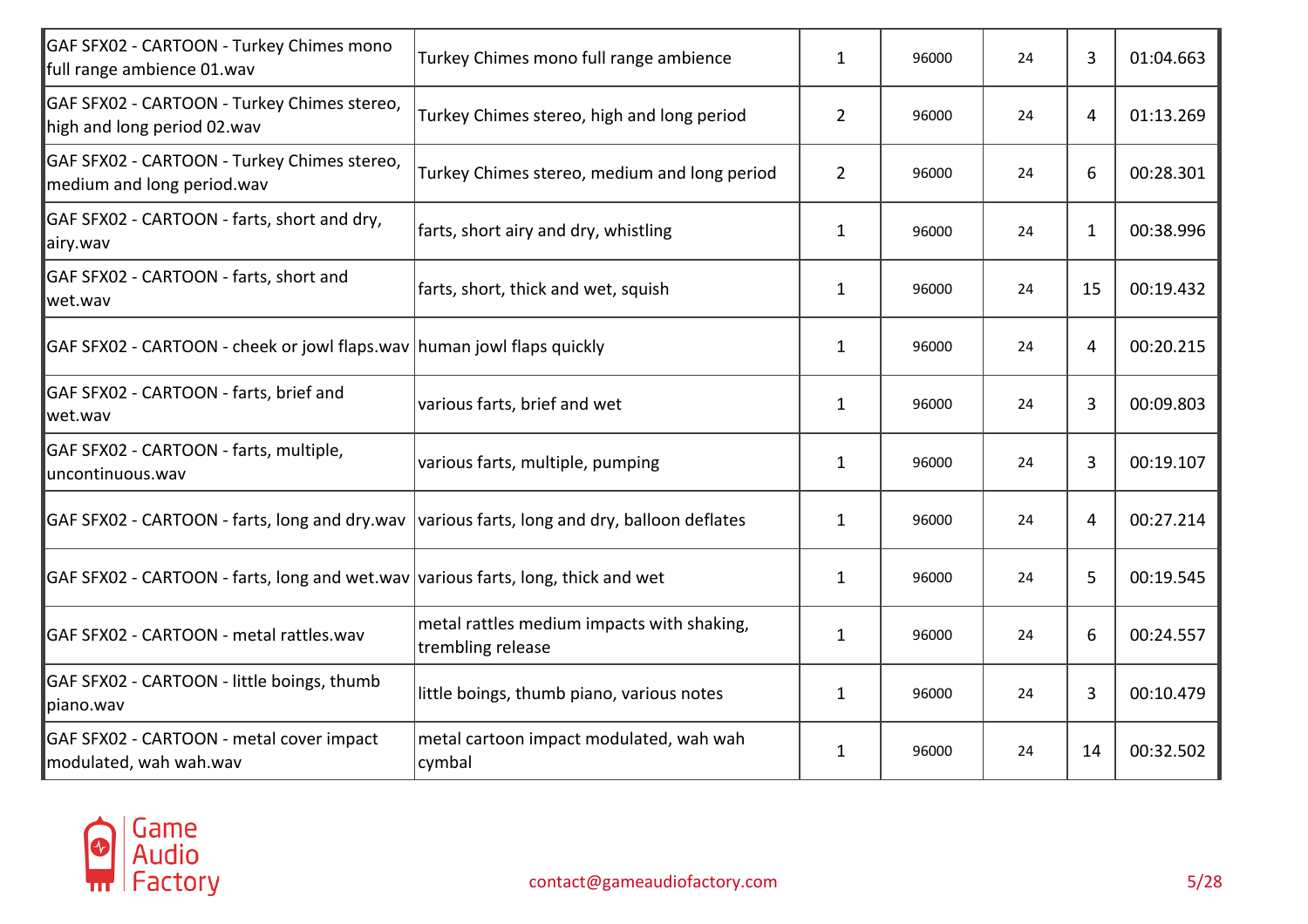| | | | | | | |
|---|---|---|---|---|---|---|
| GAF SFX02 - CARTOON - Turkey Chimes mono full range ambience 01.wav | Turkey Chimes mono full range ambience | 1 | 96000 | 24 | 3 | 01:04.663 |
| GAF SFX02 - CARTOON - Turkey Chimes stereo, high and long period 02.wav | Turkey Chimes stereo, high and long period | 2 | 96000 | 24 | 4 | 01:13.269 |
| GAF SFX02 - CARTOON - Turkey Chimes stereo, medium and long period.wav | Turkey Chimes stereo, medium and long period | 2 | 96000 | 24 | 6 | 00:28.301 |
| GAF SFX02 - CARTOON - farts, short and dry, airy.wav | farts, short airy and dry, whistling | 1 | 96000 | 24 | 1 | 00:38.996 |
| GAF SFX02 - CARTOON - farts, short and wet.wav | farts, short, thick and wet, squish | 1 | 96000 | 24 | 15 | 00:19.432 |
| GAF SFX02 - CARTOON - cheek or jowl flaps.wav | human jowl flaps quickly | 1 | 96000 | 24 | 4 | 00:20.215 |
| GAF SFX02 - CARTOON - farts, brief and wet.wav | various farts, brief and wet | 1 | 96000 | 24 | 3 | 00:09.803 |
| GAF SFX02 - CARTOON - farts, multiple, uncontinuous.wav | various farts, multiple, pumping | 1 | 96000 | 24 | 3 | 00:19.107 |
| GAF SFX02 - CARTOON - farts, long and dry.wav | various farts, long and dry, balloon deflates | 1 | 96000 | 24 | 4 | 00:27.214 |
| GAF SFX02 - CARTOON - farts, long and wet.wav | various farts, long, thick and wet | 1 | 96000 | 24 | 5 | 00:19.545 |
| GAF SFX02 - CARTOON - metal rattles.wav | metal rattles medium impacts with shaking, trembling release | 1 | 96000 | 24 | 6 | 00:24.557 |
| GAF SFX02 - CARTOON - little boings, thumb piano.wav | little boings, thumb piano, various notes | 1 | 96000 | 24 | 3 | 00:10.479 |
| GAF SFX02 - CARTOON - metal cover impact modulated, wah wah.wav | metal cartoon impact modulated, wah wah cymbal | 1 | 96000 | 24 | 14 | 00:32.502 |

Game Audio Factory

contact@gameaudiofactory.com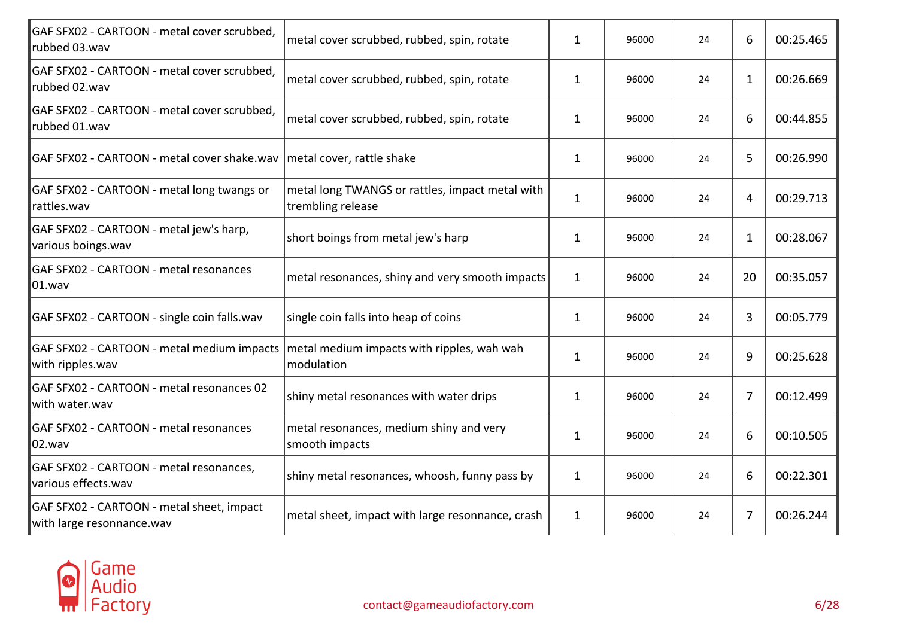| | | | | | | |
|---|---|---|---|---|---|---|
| GAF SFX02 - CARTOON - metal cover scrubbed, rubbed 03.wav | metal cover scrubbed, rubbed, spin, rotate | 1 | 96000 | 24 | 6 | 00:25.465 |
| GAF SFX02 - CARTOON - metal cover scrubbed, rubbed 02.wav | metal cover scrubbed, rubbed, spin, rotate | 1 | 96000 | 24 | 1 | 00:26.669 |
| GAF SFX02 - CARTOON - metal cover scrubbed, rubbed 01.wav | metal cover scrubbed, rubbed, spin, rotate | 1 | 96000 | 24 | 6 | 00:44.855 |
| GAF SFX02 - CARTOON - metal cover shake.wav | metal cover, rattle shake | 1 | 96000 | 24 | 5 | 00:26.990 |
| GAF SFX02 - CARTOON - metal long twangs or rattles.wav | metal long TWANGS or rattles, impact metal with trembling release | 1 | 96000 | 24 | 4 | 00:29.713 |
| GAF SFX02 - CARTOON - metal jew's harp, various boings.wav | short boings from metal jew's harp | 1 | 96000 | 24 | 1 | 00:28.067 |
| GAF SFX02 - CARTOON - metal resonances 01.wav | metal resonances, shiny and very smooth impacts | 1 | 96000 | 24 | 20 | 00:35.057 |
| GAF SFX02 - CARTOON - single coin falls.wav | single coin falls into heap of coins | 1 | 96000 | 24 | 3 | 00:05.779 |
| GAF SFX02 - CARTOON - metal medium impacts with ripples.wav | metal medium impacts with ripples, wah wah modulation | 1 | 96000 | 24 | 9 | 00:25.628 |
| GAF SFX02 - CARTOON - metal resonances 02 with water.wav | shiny metal resonances with water drips | 1 | 96000 | 24 | 7 | 00:12.499 |
| GAF SFX02 - CARTOON - metal resonances 02.wav | metal resonances, medium shiny and very smooth impacts | 1 | 96000 | 24 | 6 | 00:10.505 |
| GAF SFX02 - CARTOON - metal resonances, various effects.wav | shiny metal resonances, whoosh, funny pass by | 1 | 96000 | 24 | 6 | 00:22.301 |
| GAF SFX02 - CARTOON - metal sheet, impact with large resonnance.wav | metal sheet, impact with large resonnance, crash | 1 | 96000 | 24 | 7 | 00:26.244 |

Game Audio Factory

contact@gameaudiofactory.com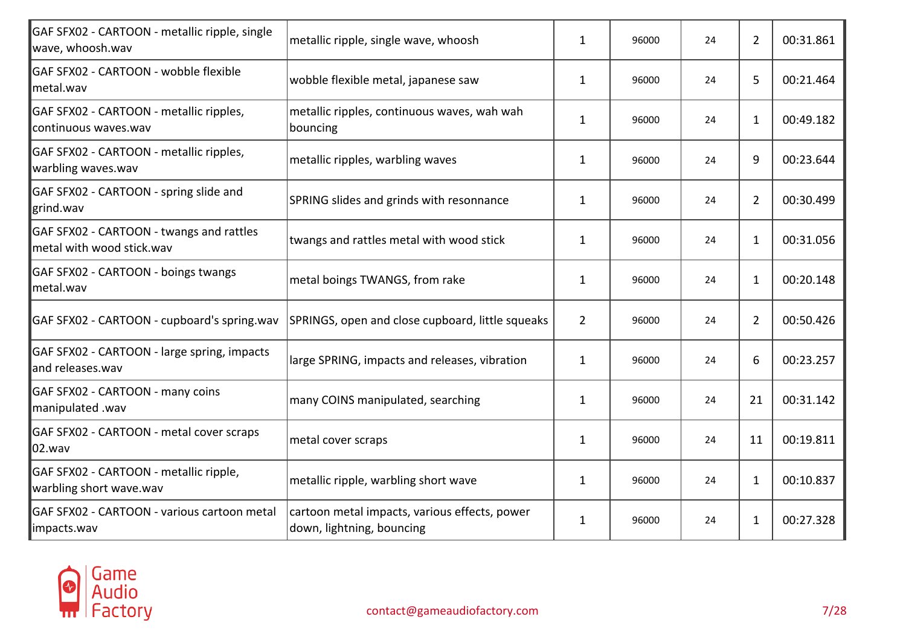| | | | | | | |
|---|---|---|---|---|---|---|
| GAF SFX02 - CARTOON - metallic ripple, single wave, whoosh.wav | metallic ripple, single wave, whoosh | 1 | 96000 | 24 | 2 | 00:31.861 |
| GAF SFX02 - CARTOON - wobble flexible metal.wav | wobble flexible metal, japanese saw | 1 | 96000 | 24 | 5 | 00:21.464 |
| GAF SFX02 - CARTOON - metallic ripples, continuous waves.wav | metallic ripples, continuous waves, wah wah bouncing | 1 | 96000 | 24 | 1 | 00:49.182 |
| GAF SFX02 - CARTOON - metallic ripples, warbling waves.wav | metallic ripples, warbling waves | 1 | 96000 | 24 | 9 | 00:23.644 |
| GAF SFX02 - CARTOON - spring slide and grind.wav | SPRING slides and grinds with resonnance | 1 | 96000 | 24 | 2 | 00:30.499 |
| GAF SFX02 - CARTOON - twangs and rattles metal with wood stick.wav | twangs and rattles metal with wood stick | 1 | 96000 | 24 | 1 | 00:31.056 |
| GAF SFX02 - CARTOON - boings twangs metal.wav | metal boings TWANGS, from rake | 1 | 96000 | 24 | 1 | 00:20.148 |
| GAF SFX02 - CARTOON - cupboard's spring.wav | SPRINGS, open and close cupboard, little squeaks | 2 | 96000 | 24 | 2 | 00:50.426 |
| GAF SFX02 - CARTOON - large spring, impacts and releases.wav | large SPRING, impacts and releases, vibration | 1 | 96000 | 24 | 6 | 00:23.257 |
| GAF SFX02 - CARTOON - many coins manipulated .wav | many COINS manipulated, searching | 1 | 96000 | 24 | 21 | 00:31.142 |
| GAF SFX02 - CARTOON - metal cover scraps 02.wav | metal cover scraps | 1 | 96000 | 24 | 11 | 00:19.811 |
| GAF SFX02 - CARTOON - metallic ripple, warbling short wave.wav | metallic ripple, warbling short wave | 1 | 96000 | 24 | 1 | 00:10.837 |
| GAF SFX02 - CARTOON - various cartoon metal impacts.wav | cartoon metal impacts, various effects, power down, lightning, bouncing | 1 | 96000 | 24 | 1 | 00:27.328 |

Game Audio Factory

contact@gameaudiofactory.com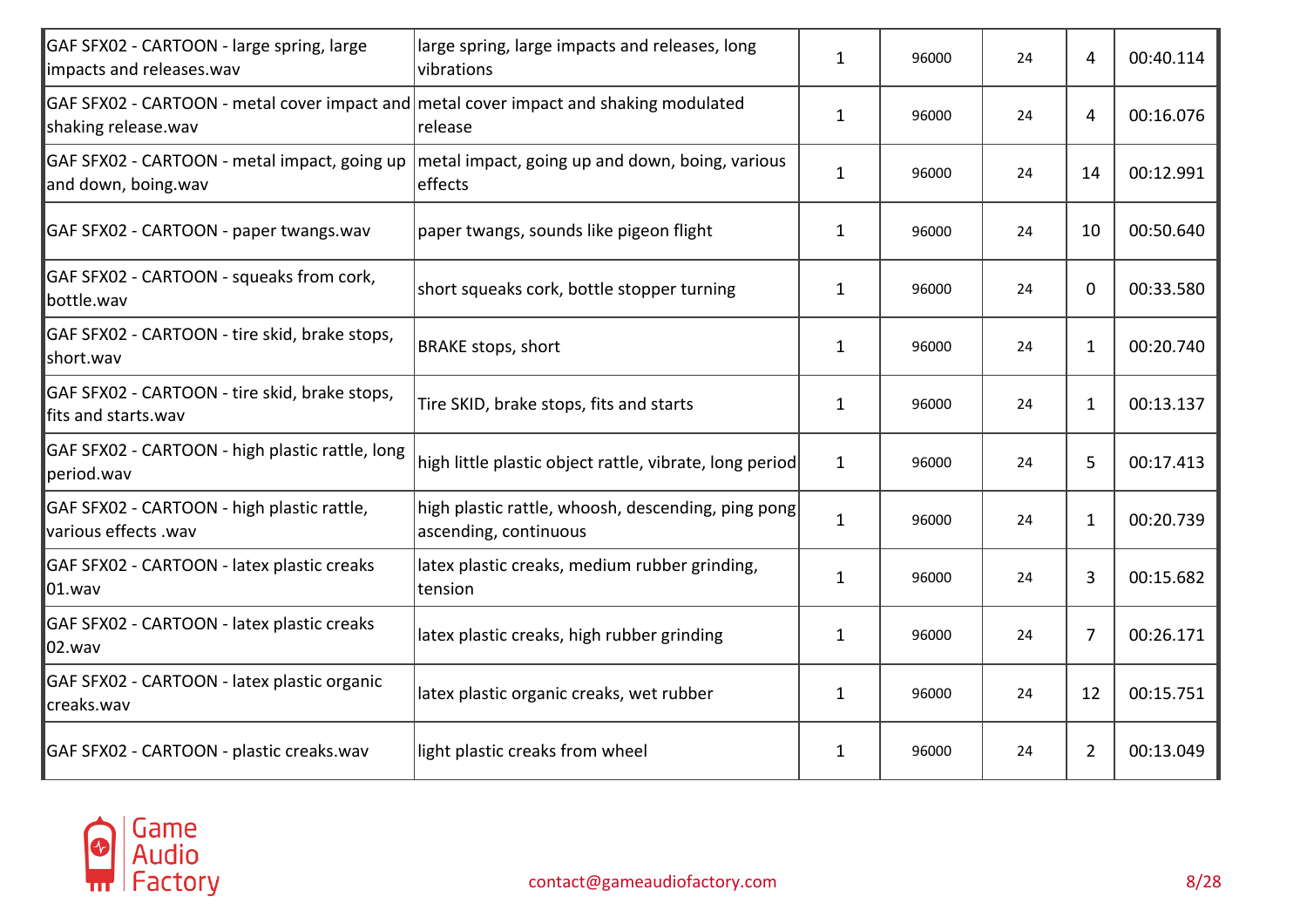| | | | | | | |
|---|---|---|---|---|---|---|
| GAF SFX02 - CARTOON - large spring, large impacts and releases.wav | large spring, large impacts and releases, long vibrations | 1 | 96000 | 24 | 4 | 00:40.114 |
| GAF SFX02 - CARTOON - metal cover impact and shaking release.wav | metal cover impact and shaking modulated release | 1 | 96000 | 24 | 4 | 00:16.076 |
| GAF SFX02 - CARTOON - metal impact, going up and down, boing.wav | metal impact, going up and down, boing, various effects | 1 | 96000 | 24 | 14 | 00:12.991 |
| GAF SFX02 - CARTOON - paper twangs.wav | paper twangs, sounds like pigeon flight | 1 | 96000 | 24 | 10 | 00:50.640 |
| GAF SFX02 - CARTOON - squeaks from cork, bottle.wav | short squeaks cork, bottle stopper turning | 1 | 96000 | 24 | 0 | 00:33.580 |
| GAF SFX02 - CARTOON - tire skid, brake stops, short.wav | BRAKE stops, short | 1 | 96000 | 24 | 1 | 00:20.740 |
| GAF SFX02 - CARTOON - tire skid, brake stops, fits and starts.wav | Tire SKID, brake stops, fits and starts | 1 | 96000 | 24 | 1 | 00:13.137 |
| GAF SFX02 - CARTOON - high plastic rattle, long period.wav | high little plastic object rattle, vibrate, long period | 1 | 96000 | 24 | 5 | 00:17.413 |
| GAF SFX02 - CARTOON - high plastic rattle, various effects .wav | high plastic rattle, whoosh, descending, ping pong ascending, continuous | 1 | 96000 | 24 | 1 | 00:20.739 |
| GAF SFX02 - CARTOON - latex plastic creaks 01.wav | latex plastic creaks, medium rubber grinding, tension | 1 | 96000 | 24 | 3 | 00:15.682 |
| GAF SFX02 - CARTOON - latex plastic creaks 02.wav | latex plastic creaks, high rubber grinding | 1 | 96000 | 24 | 7 | 00:26.171 |
| GAF SFX02 - CARTOON - latex plastic organic creaks.wav | latex plastic organic creaks, wet rubber | 1 | 96000 | 24 | 12 | 00:15.751 |
| GAF SFX02 - CARTOON - plastic creaks.wav | light plastic creaks from wheel | 1 | 96000 | 24 | 2 | 00:13.049 |

Game Audio Factory

contact@gameaudiofactory.com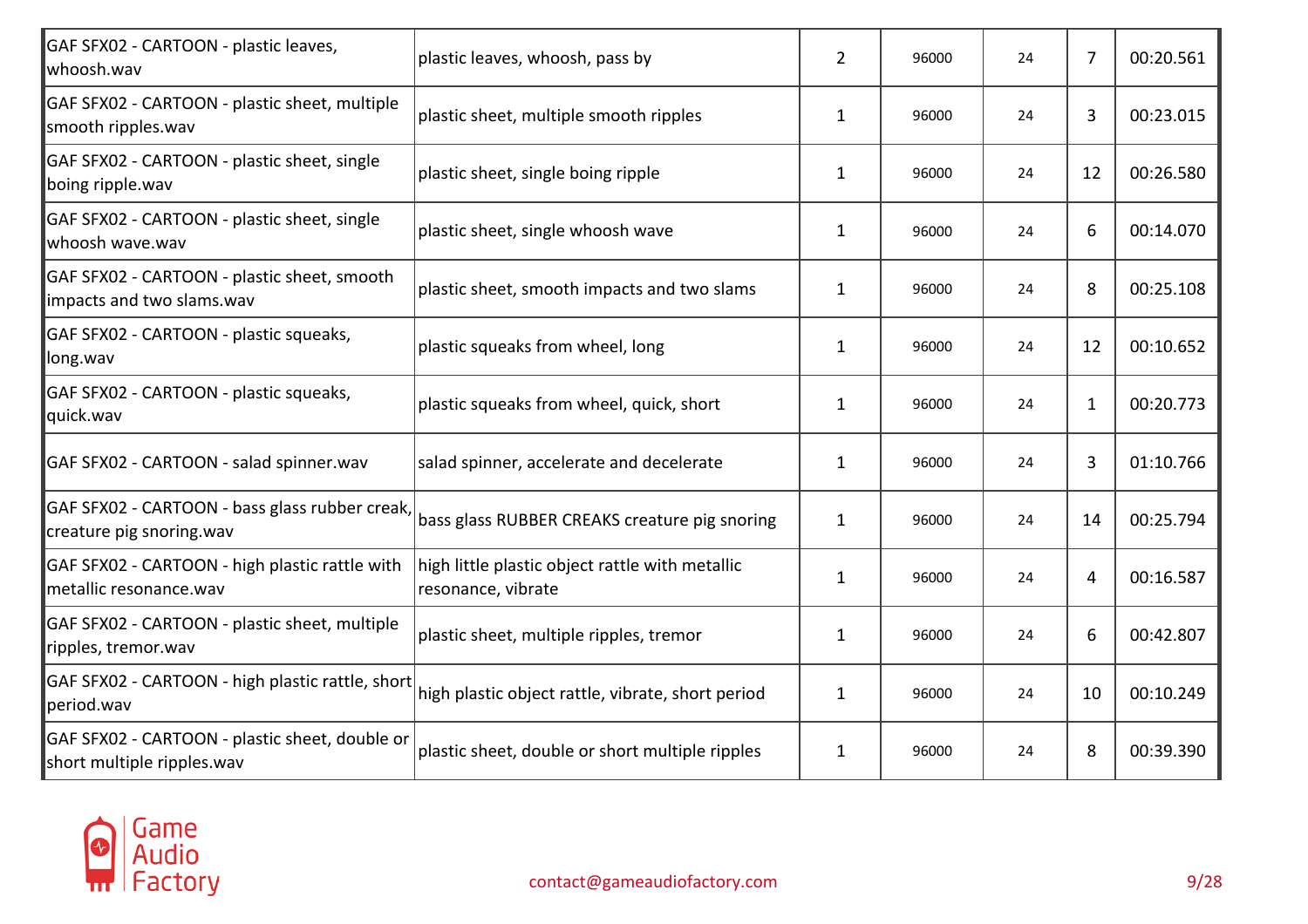| | | | | | | |
|---|---|---|---|---|---|---|
| GAF SFX02 - CARTOON - plastic leaves, whoosh.wav | plastic leaves, whoosh, pass by | 2 | 96000 | 24 | 7 | 00:20.561 |
| GAF SFX02 - CARTOON - plastic sheet, multiple smooth ripples.wav | plastic sheet, multiple smooth ripples | 1 | 96000 | 24 | 3 | 00:23.015 |
| GAF SFX02 - CARTOON - plastic sheet, single boing ripple.wav | plastic sheet, single boing ripple | 1 | 96000 | 24 | 12 | 00:26.580 |
| GAF SFX02 - CARTOON - plastic sheet, single whoosh wave.wav | plastic sheet, single whoosh wave | 1 | 96000 | 24 | 6 | 00:14.070 |
| GAF SFX02 - CARTOON - plastic sheet, smooth impacts and two slams.wav | plastic sheet, smooth impacts and two slams | 1 | 96000 | 24 | 8 | 00:25.108 |
| GAF SFX02 - CARTOON - plastic squeaks, long.wav | plastic squeaks from wheel, long | 1 | 96000 | 24 | 12 | 00:10.652 |
| GAF SFX02 - CARTOON - plastic squeaks, quick.wav | plastic squeaks from wheel, quick, short | 1 | 96000 | 24 | 1 | 00:20.773 |
| GAF SFX02 - CARTOON - salad spinner.wav | salad spinner, accelerate and decelerate | 1 | 96000 | 24 | 3 | 01:10.766 |
| GAF SFX02 - CARTOON - bass glass rubber creak, creature pig snoring.wav | bass glass RUBBER CREAKS creature pig snoring | 1 | 96000 | 24 | 14 | 00:25.794 |
| GAF SFX02 - CARTOON - high plastic rattle with metallic resonance.wav | high little plastic object rattle with metallic resonance, vibrate | 1 | 96000 | 24 | 4 | 00:16.587 |
| GAF SFX02 - CARTOON - plastic sheet, multiple ripples, tremor.wav | plastic sheet, multiple ripples, tremor | 1 | 96000 | 24 | 6 | 00:42.807 |
| GAF SFX02 - CARTOON - high plastic rattle, short period.wav | high plastic object rattle, vibrate, short period | 1 | 96000 | 24 | 10 | 00:10.249 |
| GAF SFX02 - CARTOON - plastic sheet, double or short multiple ripples.wav | plastic sheet, double or short multiple ripples | 1 | 96000 | 24 | 8 | 00:39.390 |

Game Audio Factory

contact@gameaudiofactory.com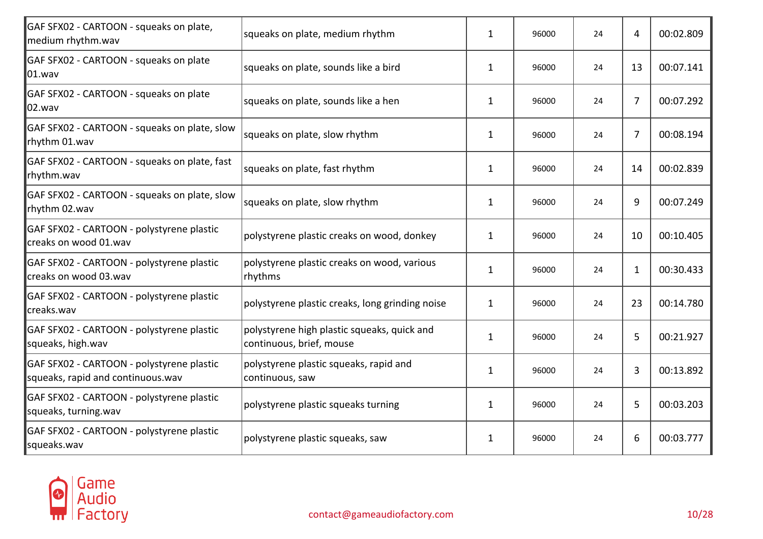| | | | | | | |
|---|---|---|---|---|---|---|
| GAF SFX02 - CARTOON - squeaks on plate, medium rhythm.wav | squeaks on plate, medium rhythm | 1 | 96000 | 24 | 4 | 00:02.809 |
| GAF SFX02 - CARTOON - squeaks on plate 01.wav | squeaks on plate, sounds like a bird | 1 | 96000 | 24 | 13 | 00:07.141 |
| GAF SFX02 - CARTOON - squeaks on plate 02.wav | squeaks on plate, sounds like a hen | 1 | 96000 | 24 | 7 | 00:07.292 |
| GAF SFX02 - CARTOON - squeaks on plate, slow rhythm 01.wav | squeaks on plate, slow rhythm | 1 | 96000 | 24 | 7 | 00:08.194 |
| GAF SFX02 - CARTOON - squeaks on plate, fast rhythm.wav | squeaks on plate, fast rhythm | 1 | 96000 | 24 | 14 | 00:02.839 |
| GAF SFX02 - CARTOON - squeaks on plate, slow rhythm 02.wav | squeaks on plate, slow rhythm | 1 | 96000 | 24 | 9 | 00:07.249 |
| GAF SFX02 - CARTOON - polystyrene plastic creaks on wood 01.wav | polystyrene plastic creaks on wood, donkey | 1 | 96000 | 24 | 10 | 00:10.405 |
| GAF SFX02 - CARTOON - polystyrene plastic creaks on wood 03.wav | polystyrene plastic creaks on wood, various rhythms | 1 | 96000 | 24 | 1 | 00:30.433 |
| GAF SFX02 - CARTOON - polystyrene plastic creaks.wav | polystyrene plastic creaks, long grinding noise | 1 | 96000 | 24 | 23 | 00:14.780 |
| GAF SFX02 - CARTOON - polystyrene plastic squeaks, high.wav | polystyrene high plastic squeaks, quick and continuous, brief, mouse | 1 | 96000 | 24 | 5 | 00:21.927 |
| GAF SFX02 - CARTOON - polystyrene plastic squeaks, rapid and continuous.wav | polystyrene plastic squeaks, rapid and continuous, saw | 1 | 96000 | 24 | 3 | 00:13.892 |
| GAF SFX02 - CARTOON - polystyrene plastic squeaks, turning.wav | polystyrene plastic squeaks turning | 1 | 96000 | 24 | 5 | 00:03.203 |
| GAF SFX02 - CARTOON - polystyrene plastic squeaks.wav | polystyrene plastic squeaks, saw | 1 | 96000 | 24 | 6 | 00:03.777 |

Game Audio Factory

contact@gameaudiofactory.com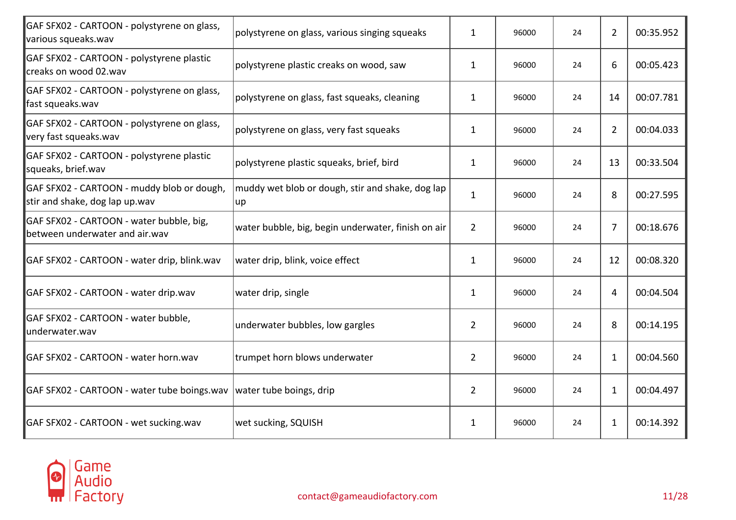| | | | | | | |
|---|---|---|---|---|---|---|
| GAF SFX02 - CARTOON - polystyrene on glass, various squeaks.wav | polystyrene on glass, various singing squeaks | 1 | 96000 | 24 | 2 | 00:35.952 |
| GAF SFX02 - CARTOON - polystyrene plastic creaks on wood 02.wav | polystyrene plastic creaks on wood, saw | 1 | 96000 | 24 | 6 | 00:05.423 |
| GAF SFX02 - CARTOON - polystyrene on glass, fast squeaks.wav | polystyrene on glass, fast squeaks, cleaning | 1 | 96000 | 24 | 14 | 00:07.781 |
| GAF SFX02 - CARTOON - polystyrene on glass, very fast squeaks.wav | polystyrene on glass, very fast squeaks | 1 | 96000 | 24 | 2 | 00:04.033 |
| GAF SFX02 - CARTOON - polystyrene plastic squeaks, brief.wav | polystyrene plastic squeaks, brief, bird | 1 | 96000 | 24 | 13 | 00:33.504 |
| GAF SFX02 - CARTOON - muddy blob or dough, stir and shake, dog lap up.wav | muddy wet blob or dough, stir and shake, dog lap up | 1 | 96000 | 24 | 8 | 00:27.595 |
| GAF SFX02 - CARTOON - water bubble, big, between underwater and air.wav | water bubble, big, begin underwater, finish on air | 2 | 96000 | 24 | 7 | 00:18.676 |
| GAF SFX02 - CARTOON - water drip, blink.wav | water drip, blink, voice effect | 1 | 96000 | 24 | 12 | 00:08.320 |
| GAF SFX02 - CARTOON - water drip.wav | water drip, single | 1 | 96000 | 24 | 4 | 00:04.504 |
| GAF SFX02 - CARTOON - water bubble, underwater.wav | underwater bubbles, low gargles | 2 | 96000 | 24 | 8 | 00:14.195 |
| GAF SFX02 - CARTOON - water horn.wav | trumpet horn blows underwater | 2 | 96000 | 24 | 1 | 00:04.560 |
| GAF SFX02 - CARTOON - water tube boings.wav | water tube boings, drip | 2 | 96000 | 24 | 1 | 00:04.497 |
| GAF SFX02 - CARTOON - wet sucking.wav | wet sucking, SQUISH | 1 | 96000 | 24 | 1 | 00:14.392 |

contact@gameaudiofactory.com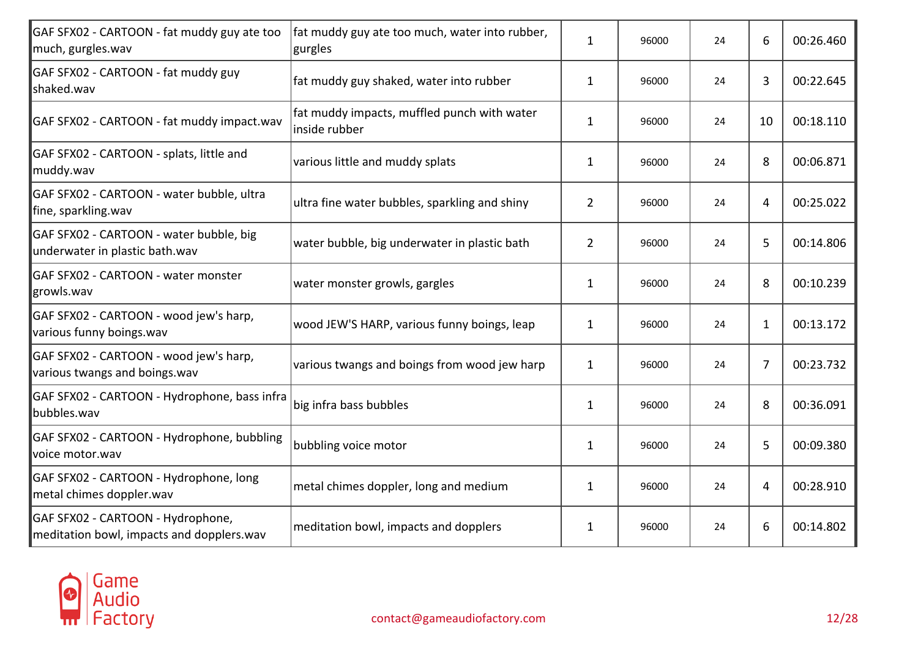| | | | | | | |
|---|---|---|---|---|---|---|
| GAF SFX02 - CARTOON - fat muddy guy ate too much, gurgles.wav | fat muddy guy ate too much, water into rubber, gurgles | 1 | 96000 | 24 | 6 | 00:26.460 |
| GAF SFX02 - CARTOON - fat muddy guy shaked.wav | fat muddy guy shaked, water into rubber | 1 | 96000 | 24 | 3 | 00:22.645 |
| GAF SFX02 - CARTOON - fat muddy impact.wav | fat muddy impacts, muffled punch with water inside rubber | 1 | 96000 | 24 | 10 | 00:18.110 |
| GAF SFX02 - CARTOON - splats, little and muddy.wav | various little and muddy splats | 1 | 96000 | 24 | 8 | 00:06.871 |
| GAF SFX02 - CARTOON - water bubble, ultra fine, sparkling.wav | ultra fine water bubbles, sparkling and shiny | 2 | 96000 | 24 | 4 | 00:25.022 |
| GAF SFX02 - CARTOON - water bubble, big underwater in plastic bath.wav | water bubble, big underwater in plastic bath | 2 | 96000 | 24 | 5 | 00:14.806 |
| GAF SFX02 - CARTOON - water monster growls.wav | water monster growls, gargles | 1 | 96000 | 24 | 8 | 00:10.239 |
| GAF SFX02 - CARTOON - wood jew's harp, various funny boings.wav | wood JEW'S HARP, various funny boings, leap | 1 | 96000 | 24 | 1 | 00:13.172 |
| GAF SFX02 - CARTOON - wood jew's harp, various twangs and boings.wav | various twangs and boings from wood jew harp | 1 | 96000 | 24 | 7 | 00:23.732 |
| GAF SFX02 - CARTOON - Hydrophone, bass infra bubbles.wav | big infra bass bubbles | 1 | 96000 | 24 | 8 | 00:36.091 |
| GAF SFX02 - CARTOON - Hydrophone, bubbling voice motor.wav | bubbling voice motor | 1 | 96000 | 24 | 5 | 00:09.380 |
| GAF SFX02 - CARTOON - Hydrophone, long metal chimes doppler.wav | metal chimes doppler, long and medium | 1 | 96000 | 24 | 4 | 00:28.910 |
| GAF SFX02 - CARTOON - Hydrophone, meditation bowl, impacts and dopplers.wav | meditation bowl, impacts and dopplers | 1 | 96000 | 24 | 6 | 00:14.802 |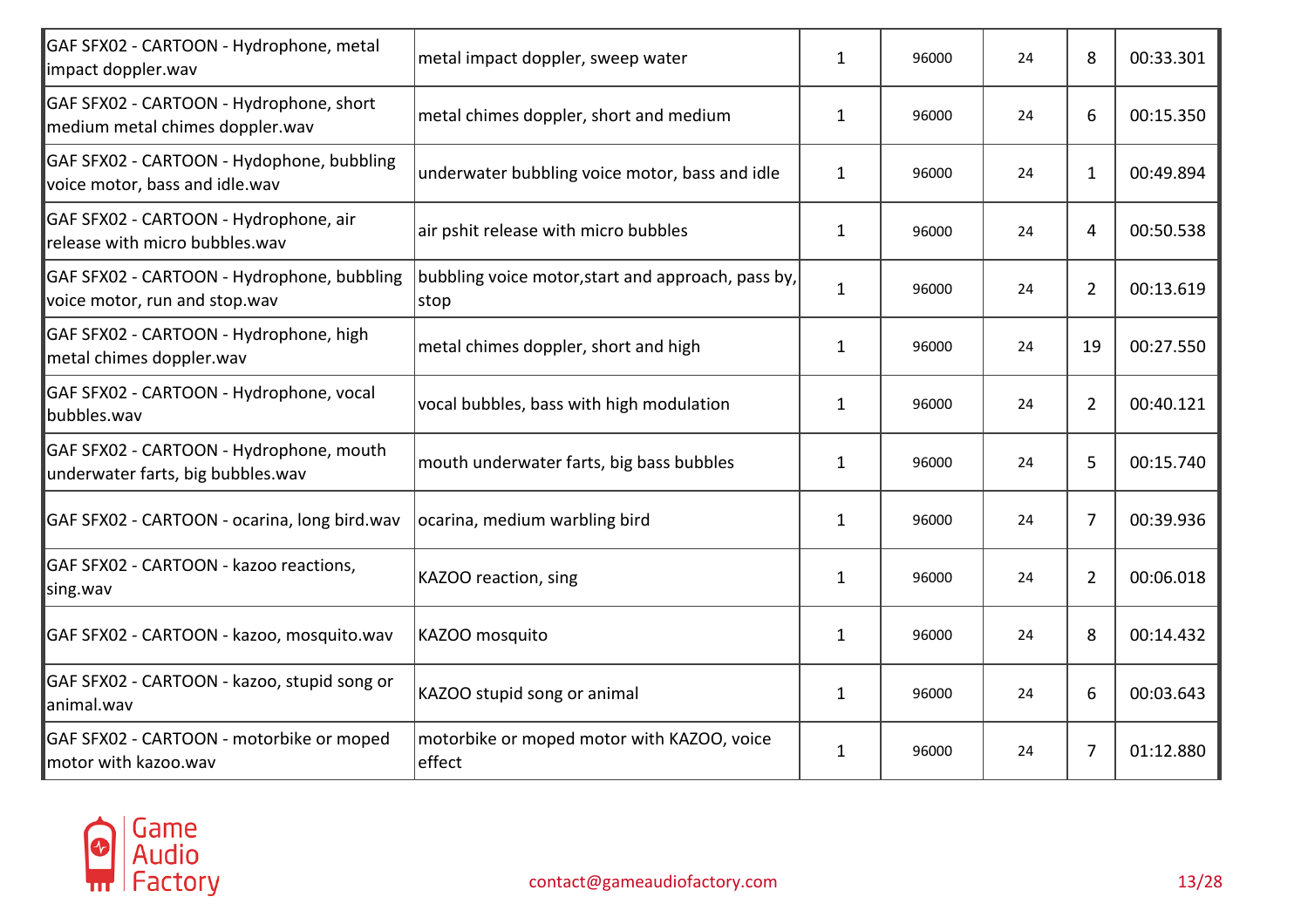| | | | | | | |
|---|---|---|---|---|---|---|
| GAF SFX02 - CARTOON - Hydrophone, metal impact doppler.wav | metal impact doppler, sweep water | 1 | 96000 | 24 | 8 | 00:33.301 |
| GAF SFX02 - CARTOON - Hydrophone, short medium metal chimes doppler.wav | metal chimes doppler, short and medium | 1 | 96000 | 24 | 6 | 00:15.350 |
| GAF SFX02 - CARTOON - Hydophone, bubbling voice motor, bass and idle.wav | underwater bubbling voice motor, bass and idle | 1 | 96000 | 24 | 1 | 00:49.894 |
| GAF SFX02 - CARTOON - Hydrophone, air release with micro bubbles.wav | air pshit release with micro bubbles | 1 | 96000 | 24 | 4 | 00:50.538 |
| GAF SFX02 - CARTOON - Hydrophone, bubbling voice motor, run and stop.wav | bubbling voice motor,start and approach, pass by, stop | 1 | 96000 | 24 | 2 | 00:13.619 |
| GAF SFX02 - CARTOON - Hydrophone, high metal chimes doppler.wav | metal chimes doppler, short and high | 1 | 96000 | 24 | 19 | 00:27.550 |
| GAF SFX02 - CARTOON - Hydrophone, vocal bubbles.wav | vocal bubbles, bass with high modulation | 1 | 96000 | 24 | 2 | 00:40.121 |
| GAF SFX02 - CARTOON - Hydrophone, mouth underwater farts, big bubbles.wav | mouth underwater farts, big bass bubbles | 1 | 96000 | 24 | 5 | 00:15.740 |
| GAF SFX02 - CARTOON - ocarina, long bird.wav | ocarina, medium warbling bird | 1 | 96000 | 24 | 7 | 00:39.936 |
| GAF SFX02 - CARTOON - kazoo reactions, sing.wav | KAZOO reaction, sing | 1 | 96000 | 24 | 2 | 00:06.018 |
| GAF SFX02 - CARTOON - kazoo, mosquito.wav | KAZOO mosquito | 1 | 96000 | 24 | 8 | 00:14.432 |
| GAF SFX02 - CARTOON - kazoo, stupid song or animal.wav | KAZOO stupid song or animal | 1 | 96000 | 24 | 6 | 00:03.643 |
| GAF SFX02 - CARTOON - motorbike or moped motor with kazoo.wav | motorbike or moped motor with KAZOO, voice effect | 1 | 96000 | 24 | 7 | 01:12.880 |

Game Audio Factory

contact@gameaudiofactory.com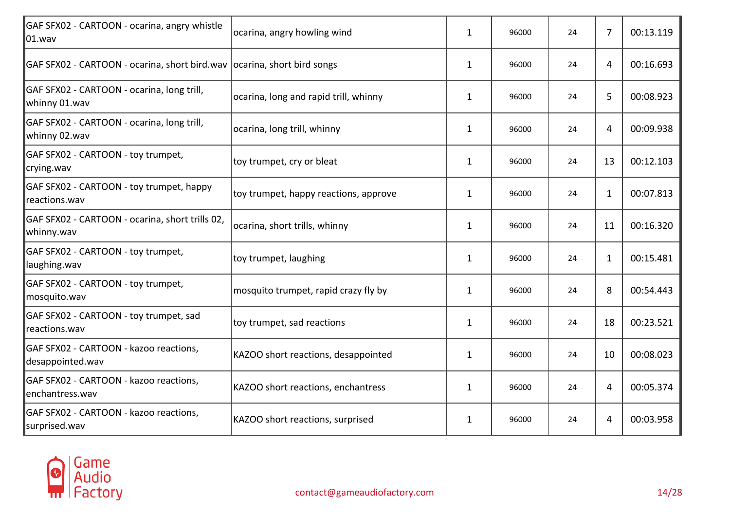| | | | | | | |
|---|---|---|---|---|---|---|
| GAF SFX02 - CARTOON - ocarina, angry whistle 01.wav | ocarina, angry howling wind | 1 | 96000 | 24 | 7 | 00:13.119 |
| GAF SFX02 - CARTOON - ocarina, short bird.wav | ocarina, short bird songs | 1 | 96000 | 24 | 4 | 00:16.693 |
| GAF SFX02 - CARTOON - ocarina, long trill, whinny 01.wav | ocarina, long and rapid trill, whinny | 1 | 96000 | 24 | 5 | 00:08.923 |
| GAF SFX02 - CARTOON - ocarina, long trill, whinny 02.wav | ocarina, long trill, whinny | 1 | 96000 | 24 | 4 | 00:09.938 |
| GAF SFX02 - CARTOON - toy trumpet, crying.wav | toy trumpet, cry or bleat | 1 | 96000 | 24 | 13 | 00:12.103 |
| GAF SFX02 - CARTOON - toy trumpet, happy reactions.wav | toy trumpet, happy reactions, approve | 1 | 96000 | 24 | 1 | 00:07.813 |
| GAF SFX02 - CARTOON - ocarina, short trills 02, whinny.wav | ocarina, short trills, whinny | 1 | 96000 | 24 | 11 | 00:16.320 |
| GAF SFX02 - CARTOON - toy trumpet, laughing.wav | toy trumpet, laughing | 1 | 96000 | 24 | 1 | 00:15.481 |
| GAF SFX02 - CARTOON - toy trumpet, mosquito.wav | mosquito trumpet, rapid crazy fly by | 1 | 96000 | 24 | 8 | 00:54.443 |
| GAF SFX02 - CARTOON - toy trumpet, sad reactions.wav | toy trumpet, sad reactions | 1 | 96000 | 24 | 18 | 00:23.521 |
| GAF SFX02 - CARTOON - kazoo reactions, desappointed.wav | KAZOO short reactions, desappointed | 1 | 96000 | 24 | 10 | 00:08.023 |
| GAF SFX02 - CARTOON - kazoo reactions, enchantress.wav | KAZOO short reactions, enchantress | 1 | 96000 | 24 | 4 | 00:05.374 |
| GAF SFX02 - CARTOON - kazoo reactions, surprised.wav | KAZOO short reactions, surprised | 1 | 96000 | 24 | 4 | 00:03.958 |

Game Audio Factory

contact@gameaudiofactory.com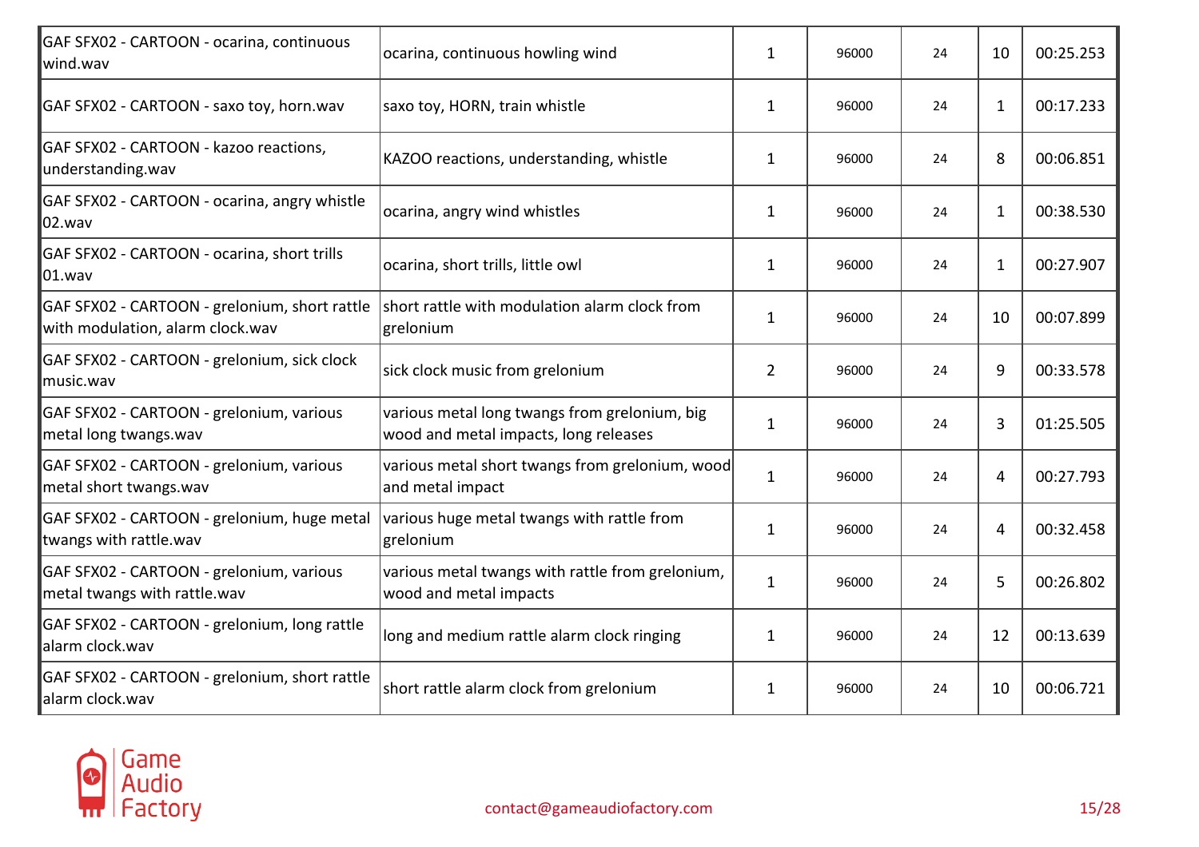| | | | | | | |
|---|---|---|---|---|---|---|
| GAF SFX02 - CARTOON - ocarina, continuous wind.wav | ocarina, continuous howling wind | 1 | 96000 | 24 | 10 | 00:25.253 |
| GAF SFX02 - CARTOON - saxo toy, horn.wav | saxo toy, HORN, train whistle | 1 | 96000 | 24 | 1 | 00:17.233 |
| GAF SFX02 - CARTOON - kazoo reactions, understanding.wav | KAZOO reactions, understanding, whistle | 1 | 96000 | 24 | 8 | 00:06.851 |
| GAF SFX02 - CARTOON - ocarina, angry whistle 02.wav | ocarina, angry wind whistles | 1 | 96000 | 24 | 1 | 00:38.530 |
| GAF SFX02 - CARTOON - ocarina, short trills 01.wav | ocarina, short trills, little owl | 1 | 96000 | 24 | 1 | 00:27.907 |
| GAF SFX02 - CARTOON - grelonium, short rattle with modulation, alarm clock.wav | short rattle with modulation alarm clock from grelonium | 1 | 96000 | 24 | 10 | 00:07.899 |
| GAF SFX02 - CARTOON - grelonium, sick clock music.wav | sick clock music from grelonium | 2 | 96000 | 24 | 9 | 00:33.578 |
| GAF SFX02 - CARTOON - grelonium, various metal long twangs.wav | various metal long twangs from grelonium, big wood and metal impacts, long releases | 1 | 96000 | 24 | 3 | 01:25.505 |
| GAF SFX02 - CARTOON - grelonium, various metal short twangs.wav | various metal short twangs from grelonium, wood and metal impact | 1 | 96000 | 24 | 4 | 00:27.793 |
| GAF SFX02 - CARTOON - grelonium, huge metal twangs with rattle.wav | various huge metal twangs with rattle from grelonium | 1 | 96000 | 24 | 4 | 00:32.458 |
| GAF SFX02 - CARTOON - grelonium, various metal twangs with rattle.wav | various metal twangs with rattle from grelonium, wood and metal impacts | 1 | 96000 | 24 | 5 | 00:26.802 |
| GAF SFX02 - CARTOON - grelonium, long rattle alarm clock.wav | long and medium rattle alarm clock ringing | 1 | 96000 | 24 | 12 | 00:13.639 |
| GAF SFX02 - CARTOON - grelonium, short rattle alarm clock.wav | short rattle alarm clock from grelonium | 1 | 96000 | 24 | 10 | 00:06.721 |

Game Audio Factory

contact@gameaudiofactory.com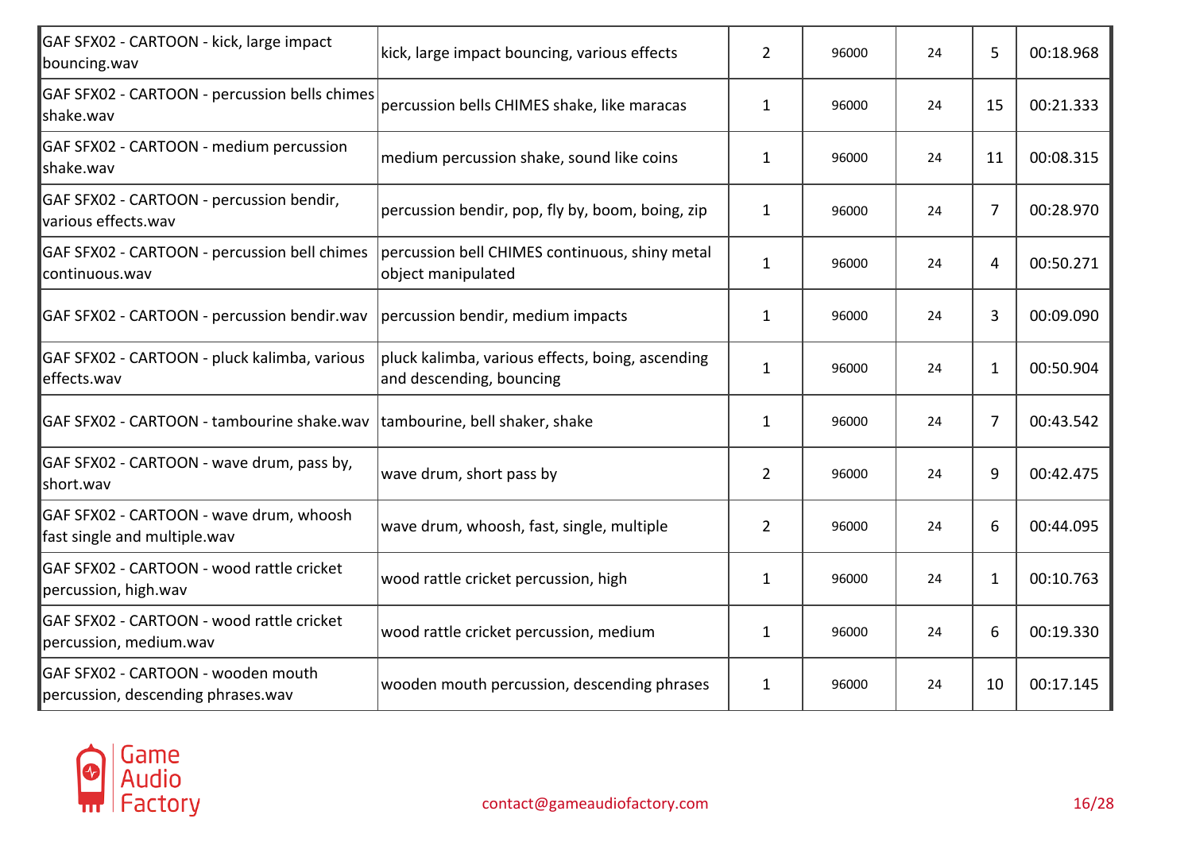| | | | | | | |
|---|---|---|---|---|---|---|
| GAF SFX02 - CARTOON - kick, large impact bouncing.wav | kick, large impact bouncing, various effects | 2 | 96000 | 24 | 5 | 00:18.968 |
| GAF SFX02 - CARTOON - percussion bells chimes shake.wav | percussion bells CHIMES shake, like maracas | 1 | 96000 | 24 | 15 | 00:21.333 |
| GAF SFX02 - CARTOON - medium percussion shake.wav | medium percussion shake, sound like coins | 1 | 96000 | 24 | 11 | 00:08.315 |
| GAF SFX02 - CARTOON - percussion bendir, various effects.wav | percussion bendir, pop, fly by, boom, boing, zip | 1 | 96000 | 24 | 7 | 00:28.970 |
| GAF SFX02 - CARTOON - percussion bell chimes continuous.wav | percussion bell CHIMES continuous, shiny metal object manipulated | 1 | 96000 | 24 | 4 | 00:50.271 |
| GAF SFX02 - CARTOON - percussion bendir.wav | percussion bendir, medium impacts | 1 | 96000 | 24 | 3 | 00:09.090 |
| GAF SFX02 - CARTOON - pluck kalimba, various effects.wav | pluck kalimba, various effects, boing, ascending and descending, bouncing | 1 | 96000 | 24 | 1 | 00:50.904 |
| GAF SFX02 - CARTOON - tambourine shake.wav | tambourine, bell shaker, shake | 1 | 96000 | 24 | 7 | 00:43.542 |
| GAF SFX02 - CARTOON - wave drum, pass by, short.wav | wave drum, short pass by | 2 | 96000 | 24 | 9 | 00:42.475 |
| GAF SFX02 - CARTOON - wave drum, whoosh fast single and multiple.wav | wave drum, whoosh, fast, single, multiple | 2 | 96000 | 24 | 6 | 00:44.095 |
| GAF SFX02 - CARTOON - wood rattle cricket percussion, high.wav | wood rattle cricket percussion, high | 1 | 96000 | 24 | 1 | 00:10.763 |
| GAF SFX02 - CARTOON - wood rattle cricket percussion, medium.wav | wood rattle cricket percussion, medium | 1 | 96000 | 24 | 6 | 00:19.330 |
| GAF SFX02 - CARTOON - wooden mouth percussion, descending phrases.wav | wooden mouth percussion, descending phrases | 1 | 96000 | 24 | 10 | 00:17.145 |

Game Audio Factory

contact@gameaudiofactory.com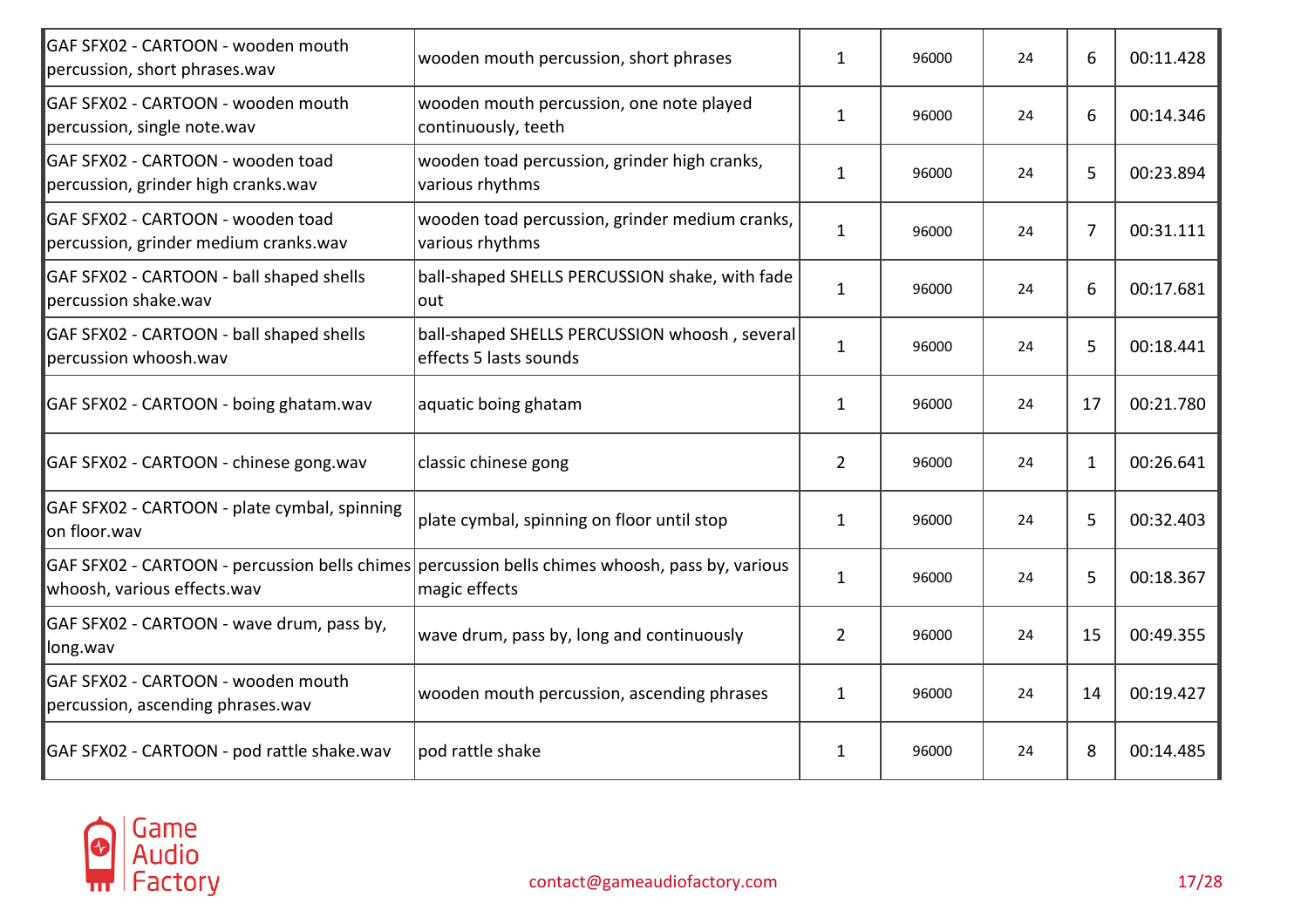| | | | | | | |
|---|---|---|---|---|---|---|
| GAF SFX02 - CARTOON - wooden mouth percussion, short phrases.wav | wooden mouth percussion, short phrases | 1 | 96000 | 24 | 6 | 00:11.428 |
| GAF SFX02 - CARTOON - wooden mouth percussion, single note.wav | wooden mouth percussion, one note played continuously, teeth | 1 | 96000 | 24 | 6 | 00:14.346 |
| GAF SFX02 - CARTOON - wooden toad percussion, grinder high cranks.wav | wooden toad percussion, grinder high cranks, various rhythms | 1 | 96000 | 24 | 5 | 00:23.894 |
| GAF SFX02 - CARTOON - wooden toad percussion, grinder medium cranks.wav | wooden toad percussion, grinder medium cranks, various rhythms | 1 | 96000 | 24 | 7 | 00:31.111 |
| GAF SFX02 - CARTOON - ball shaped shells percussion shake.wav | ball-shaped SHELLS PERCUSSION shake, with fade out | 1 | 96000 | 24 | 6 | 00:17.681 |
| GAF SFX02 - CARTOON - ball shaped shells percussion whoosh.wav | ball-shaped SHELLS PERCUSSION whoosh , several effects 5 lasts sounds | 1 | 96000 | 24 | 5 | 00:18.441 |
| GAF SFX02 - CARTOON - boing ghatam.wav | aquatic boing ghatam | 1 | 96000 | 24 | 17 | 00:21.780 |
| GAF SFX02 - CARTOON - chinese gong.wav | classic chinese gong | 2 | 96000 | 24 | 1 | 00:26.641 |
| GAF SFX02 - CARTOON - plate cymbal, spinning on floor.wav | plate cymbal, spinning on floor until stop | 1 | 96000 | 24 | 5 | 00:32.403 |
| GAF SFX02 - CARTOON - percussion bells chimes whoosh, various effects.wav | percussion bells chimes whoosh, pass by, various magic effects | 1 | 96000 | 24 | 5 | 00:18.367 |
| GAF SFX02 - CARTOON - wave drum, pass by, long.wav | wave drum, pass by, long and continuously | 2 | 96000 | 24 | 15 | 00:49.355 |
| GAF SFX02 - CARTOON - wooden mouth percussion, ascending phrases.wav | wooden mouth percussion, ascending phrases | 1 | 96000 | 24 | 14 | 00:19.427 |
| GAF SFX02 - CARTOON - pod rattle shake.wav | pod rattle shake | 1 | 96000 | 24 | 8 | 00:14.485 |

Game Audio Factory

contact@gameaudiofactory.com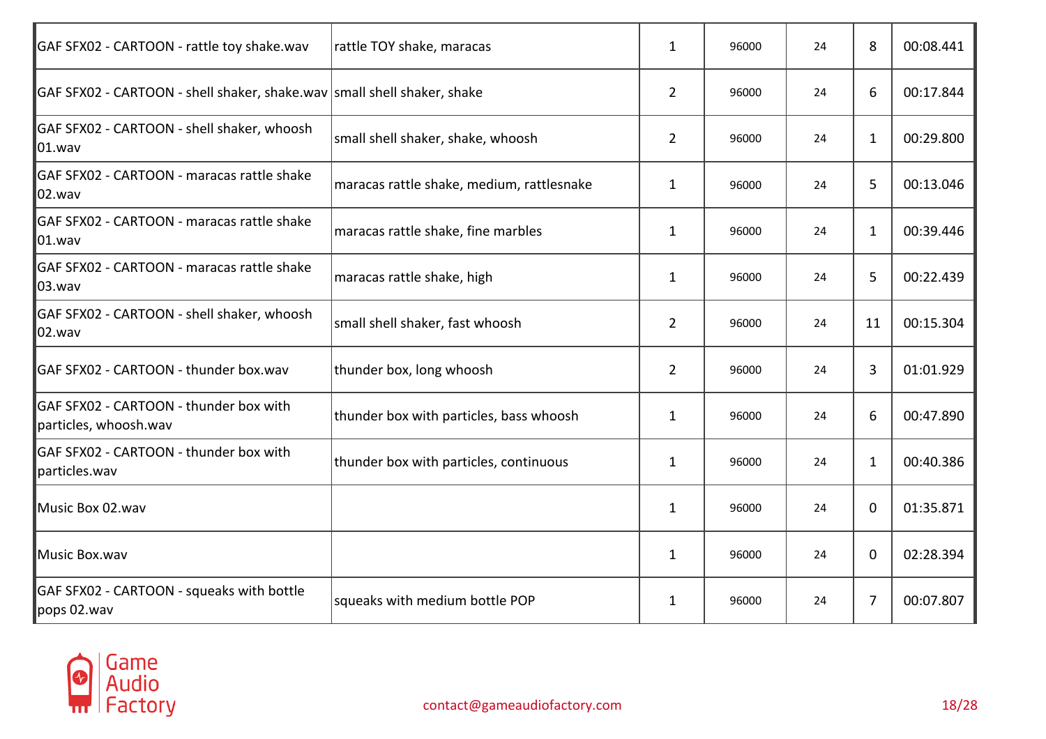| | | | | | | |
|---|---|---|---|---|---|---|
| GAF SFX02 - CARTOON - rattle toy shake.wav | rattle TOY shake, maracas | 1 | 96000 | 24 | 8 | 00:08.441 |
| GAF SFX02 - CARTOON - shell shaker, shake.wav | small shell shaker, shake | 2 | 96000 | 24 | 6 | 00:17.844 |
| GAF SFX02 - CARTOON - shell shaker, whoosh 01.wav | small shell shaker, shake, whoosh | 2 | 96000 | 24 | 1 | 00:29.800 |
| GAF SFX02 - CARTOON - maracas rattle shake 02.wav | maracas rattle shake, medium, rattlesnake | 1 | 96000 | 24 | 5 | 00:13.046 |
| GAF SFX02 - CARTOON - maracas rattle shake 01.wav | maracas rattle shake, fine marbles | 1 | 96000 | 24 | 1 | 00:39.446 |
| GAF SFX02 - CARTOON - maracas rattle shake 03.wav | maracas rattle shake, high | 1 | 96000 | 24 | 5 | 00:22.439 |
| GAF SFX02 - CARTOON - shell shaker, whoosh 02.wav | small shell shaker, fast whoosh | 2 | 96000 | 24 | 11 | 00:15.304 |
| GAF SFX02 - CARTOON - thunder box.wav | thunder box, long whoosh | 2 | 96000 | 24 | 3 | 01:01.929 |
| GAF SFX02 - CARTOON - thunder box with particles, whoosh.wav | thunder box with particles, bass whoosh | 1 | 96000 | 24 | 6 | 00:47.890 |
| GAF SFX02 - CARTOON - thunder box with particles.wav | thunder box with particles, continuous | 1 | 96000 | 24 | 1 | 00:40.386 |
| Music Box 02.wav | | 1 | 96000 | 24 | 0 | 01:35.871 |
| Music Box.wav | | 1 | 96000 | 24 | 0 | 02:28.394 |
| GAF SFX02 - CARTOON - squeaks with bottle pops 02.wav | squeaks with medium bottle POP | 1 | 96000 | 24 | 7 | 00:07.807 |

Game Audio Factory

contact@gameaudiofactory.com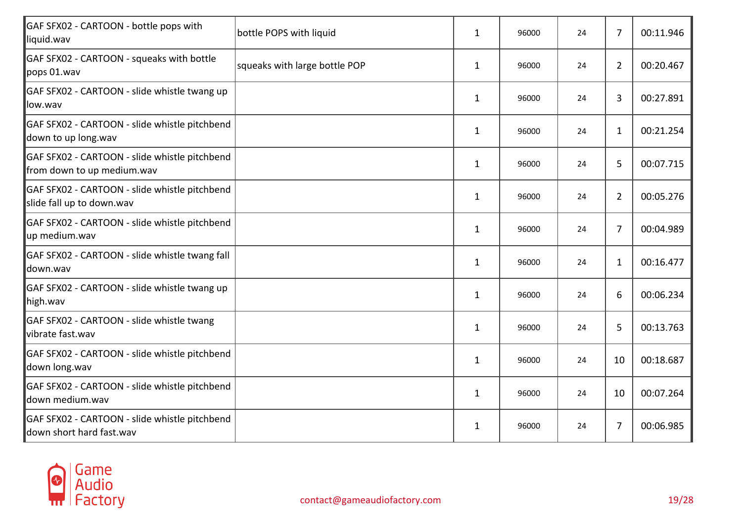| | | | | | | |
|---|---|---|---|---|---|---|
| GAF SFX02 - CARTOON - bottle pops with liquid.wav | bottle POPS with liquid | 1 | 96000 | 24 | 7 | 00:11.946 |
| GAF SFX02 - CARTOON - squeaks with bottle pops 01.wav | squeaks with large bottle POP | 1 | 96000 | 24 | 2 | 00:20.467 |
| GAF SFX02 - CARTOON - slide whistle twang up low.wav | | 1 | 96000 | 24 | 3 | 00:27.891 |
| GAF SFX02 - CARTOON - slide whistle pitchbend down to up long.wav | | 1 | 96000 | 24 | 1 | 00:21.254 |
| GAF SFX02 - CARTOON - slide whistle pitchbend from down to up medium.wav | | 1 | 96000 | 24 | 5 | 00:07.715 |
| GAF SFX02 - CARTOON - slide whistle pitchbend slide fall up to down.wav | | 1 | 96000 | 24 | 2 | 00:05.276 |
| GAF SFX02 - CARTOON - slide whistle pitchbend up medium.wav | | 1 | 96000 | 24 | 7 | 00:04.989 |
| GAF SFX02 - CARTOON - slide whistle twang fall down.wav | | 1 | 96000 | 24 | 1 | 00:16.477 |
| GAF SFX02 - CARTOON - slide whistle twang up high.wav | | 1 | 96000 | 24 | 6 | 00:06.234 |
| GAF SFX02 - CARTOON - slide whistle twang vibrate fast.wav | | 1 | 96000 | 24 | 5 | 00:13.763 |
| GAF SFX02 - CARTOON - slide whistle pitchbend down long.wav | | 1 | 96000 | 24 | 10 | 00:18.687 |
| GAF SFX02 - CARTOON - slide whistle pitchbend down medium.wav | | 1 | 96000 | 24 | 10 | 00:07.264 |
| GAF SFX02 - CARTOON - slide whistle pitchbend down short hard fast.wav | | 1 | 96000 | 24 | 7 | 00:06.985 |

Game Audio Factory

contact@gameaudiofactory.com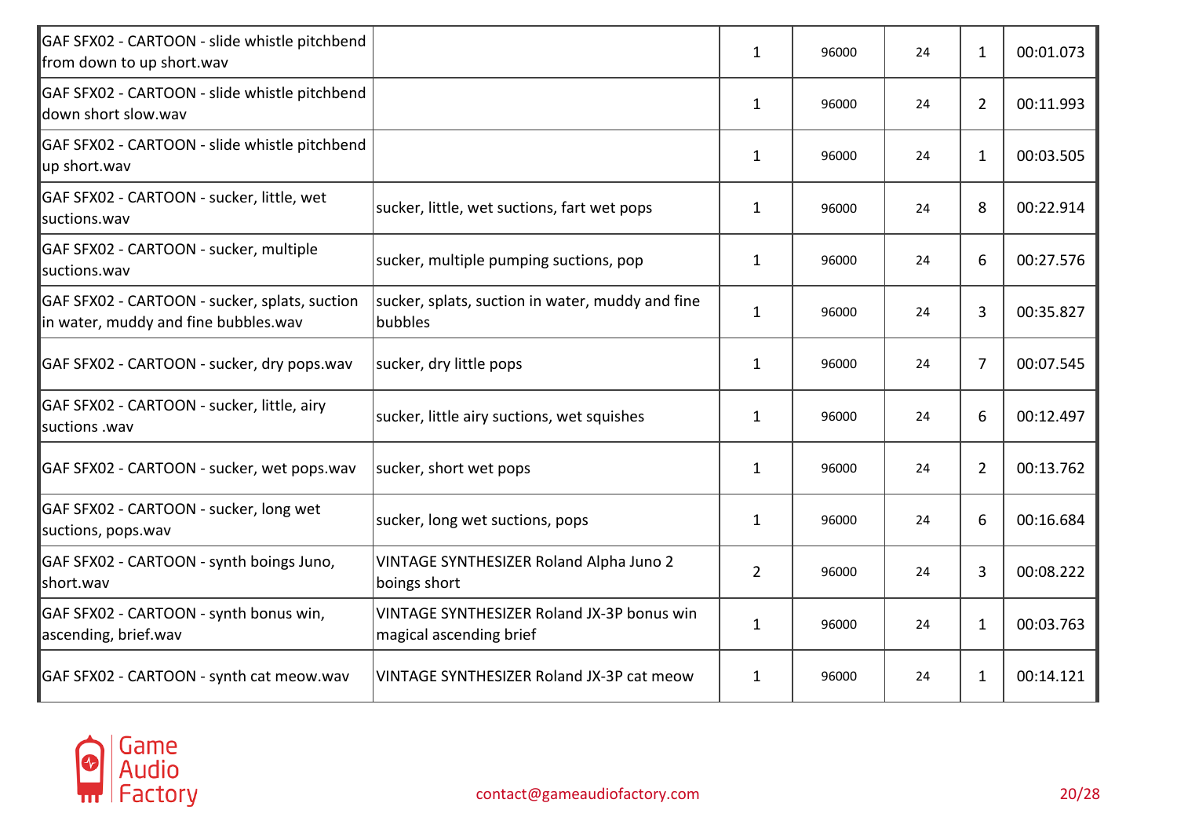| | | | | | | |
|---|---|---|---|---|---|---|
| GAF SFX02 - CARTOON - slide whistle pitchbend from down to up short.wav | | 1 | 96000 | 24 | 1 | 00:01.073 |
| GAF SFX02 - CARTOON - slide whistle pitchbend down short slow.wav | | 1 | 96000 | 24 | 2 | 00:11.993 |
| GAF SFX02 - CARTOON - slide whistle pitchbend up short.wav | | 1 | 96000 | 24 | 1 | 00:03.505 |
| GAF SFX02 - CARTOON - sucker, little, wet suctions.wav | sucker, little, wet suctions, fart wet pops | 1 | 96000 | 24 | 8 | 00:22.914 |
| GAF SFX02 - CARTOON - sucker, multiple suctions.wav | sucker, multiple pumping suctions, pop | 1 | 96000 | 24 | 6 | 00:27.576 |
| GAF SFX02 - CARTOON - sucker, splats, suction in water, muddy and fine bubbles.wav | sucker, splats, suction in water, muddy and fine bubbles | 1 | 96000 | 24 | 3 | 00:35.827 |
| GAF SFX02 - CARTOON - sucker, dry pops.wav | sucker, dry little pops | 1 | 96000 | 24 | 7 | 00:07.545 |
| GAF SFX02 - CARTOON - sucker, little, airy suctions .wav | sucker, little airy suctions, wet squishes | 1 | 96000 | 24 | 6 | 00:12.497 |
| GAF SFX02 - CARTOON - sucker, wet pops.wav | sucker, short wet pops | 1 | 96000 | 24 | 2 | 00:13.762 |
| GAF SFX02 - CARTOON - sucker, long wet suctions, pops.wav | sucker, long wet suctions, pops | 1 | 96000 | 24 | 6 | 00:16.684 |
| GAF SFX02 - CARTOON - synth boings Juno, short.wav | VINTAGE SYNTHESIZER Roland Alpha Juno 2 boings short | 2 | 96000 | 24 | 3 | 00:08.222 |
| GAF SFX02 - CARTOON - synth bonus win, ascending, brief.wav | VINTAGE SYNTHESIZER Roland JX-3P bonus win magical ascending brief | 1 | 96000 | 24 | 1 | 00:03.763 |
| GAF SFX02 - CARTOON - synth cat meow.wav | VINTAGE SYNTHESIZER Roland JX-3P cat meow | 1 | 96000 | 24 | 1 | 00:14.121 |

Game Audio Factory

contact@gameaudiofactory.com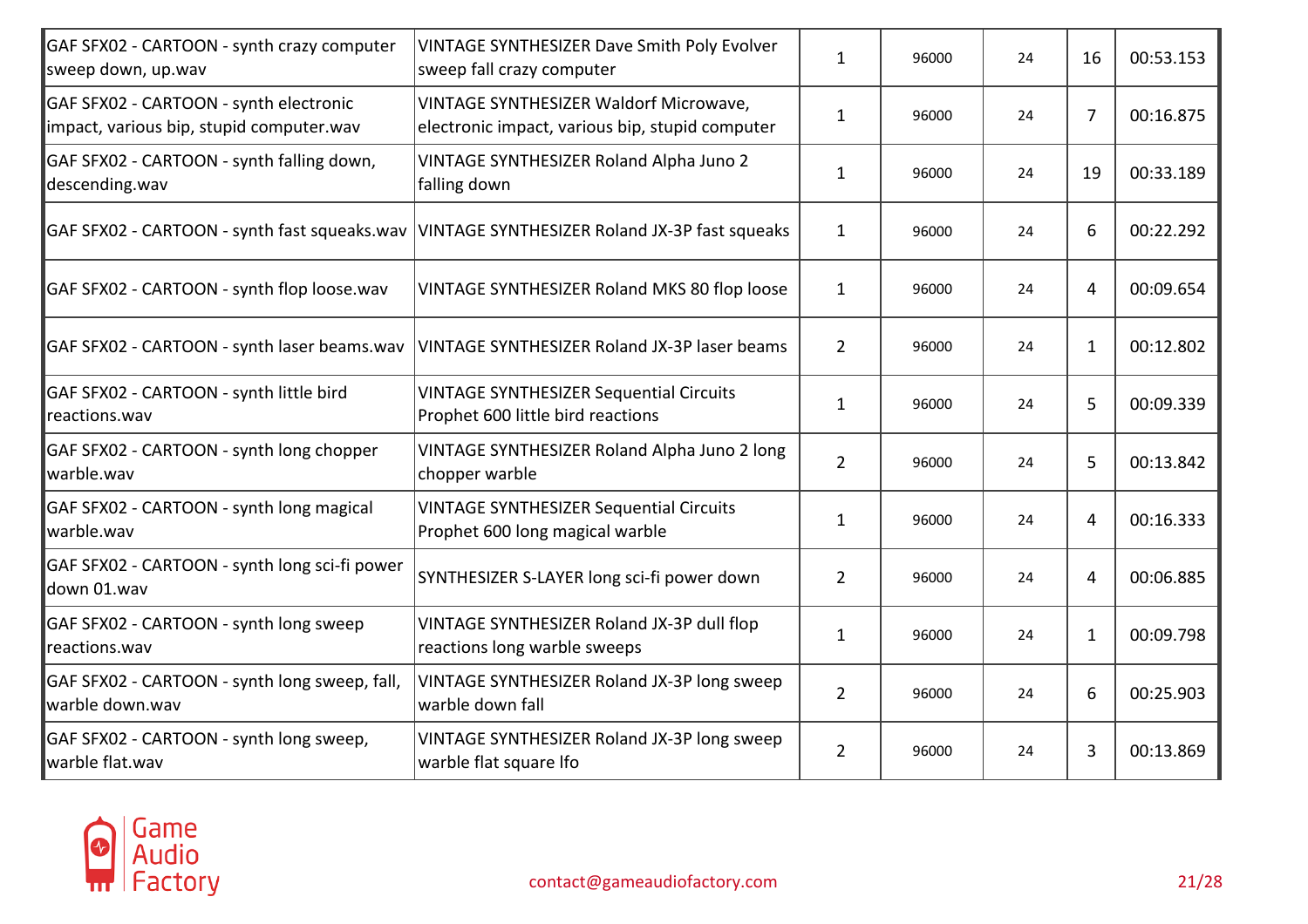| | | | | | | |
|---|---|---|---|---|---|---|
| GAF SFX02 - CARTOON - synth crazy computer sweep down, up.wav | VINTAGE SYNTHESIZER Dave Smith Poly Evolver sweep fall crazy computer | 1 | 96000 | 24 | 16 | 00:53.153 |
| GAF SFX02 - CARTOON - synth electronic impact, various bip, stupid computer.wav | VINTAGE SYNTHESIZER Waldorf Microwave, electronic impact, various bip, stupid computer | 1 | 96000 | 24 | 7 | 00:16.875 |
| GAF SFX02 - CARTOON - synth falling down, descending.wav | VINTAGE SYNTHESIZER Roland Alpha Juno 2 falling down | 1 | 96000 | 24 | 19 | 00:33.189 |
| GAF SFX02 - CARTOON - synth fast squeaks.wav | VINTAGE SYNTHESIZER Roland JX-3P fast squeaks | 1 | 96000 | 24 | 6 | 00:22.292 |
| GAF SFX02 - CARTOON - synth flop loose.wav | VINTAGE SYNTHESIZER Roland MKS 80 flop loose | 1 | 96000 | 24 | 4 | 00:09.654 |
| GAF SFX02 - CARTOON - synth laser beams.wav | VINTAGE SYNTHESIZER Roland JX-3P laser beams | 2 | 96000 | 24 | 1 | 00:12.802 |
| GAF SFX02 - CARTOON - synth little bird reactions.wav | VINTAGE SYNTHESIZER Sequential Circuits Prophet 600 little bird reactions | 1 | 96000 | 24 | 5 | 00:09.339 |
| GAF SFX02 - CARTOON - synth long chopper warble.wav | VINTAGE SYNTHESIZER Roland Alpha Juno 2 long chopper warble | 2 | 96000 | 24 | 5 | 00:13.842 |
| GAF SFX02 - CARTOON - synth long magical warble.wav | VINTAGE SYNTHESIZER Sequential Circuits Prophet 600 long magical warble | 1 | 96000 | 24 | 4 | 00:16.333 |
| GAF SFX02 - CARTOON - synth long sci-fi power down 01.wav | SYNTHESIZER S-LAYER long sci-fi power down | 2 | 96000 | 24 | 4 | 00:06.885 |
| GAF SFX02 - CARTOON - synth long sweep reactions.wav | VINTAGE SYNTHESIZER Roland JX-3P dull flop reactions long warble sweeps | 1 | 96000 | 24 | 1 | 00:09.798 |
| GAF SFX02 - CARTOON - synth long sweep, fall, warble down.wav | VINTAGE SYNTHESIZER Roland JX-3P long sweep warble down fall | 2 | 96000 | 24 | 6 | 00:25.903 |
| GAF SFX02 - CARTOON - synth long sweep, warble flat.wav | VINTAGE SYNTHESIZER Roland JX-3P long sweep warble flat square lfo | 2 | 96000 | 24 | 3 | 00:13.869 |

Game Audio Factory

contact@gameaudiofactory.com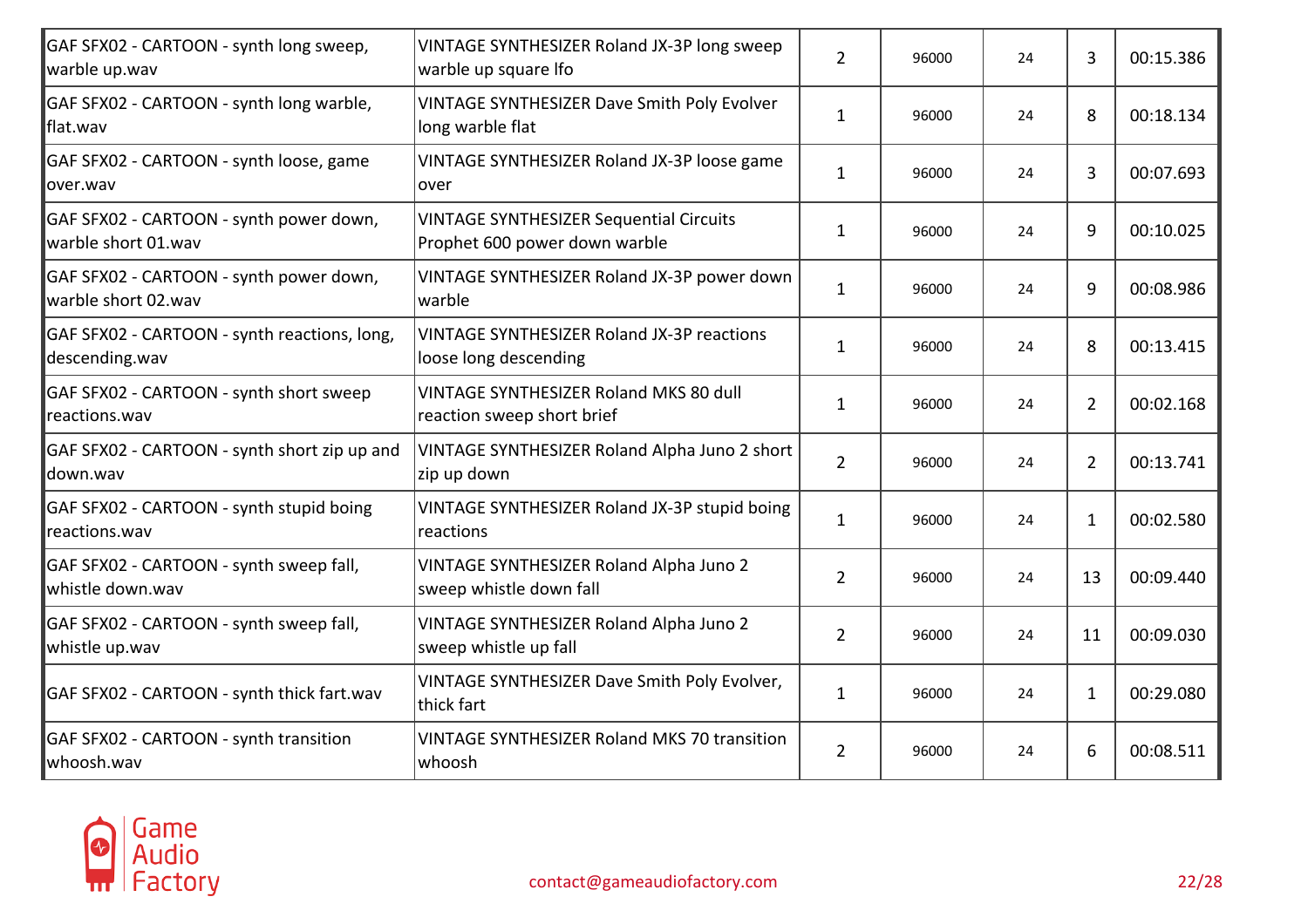| | | | | | | |
|---|---|---|---|---|---|---|
| GAF SFX02 - CARTOON - synth long sweep, warble up.wav | VINTAGE SYNTHESIZER Roland JX-3P long sweep warble up square lfo | 2 | 96000 | 24 | 3 | 00:15.386 |
| GAF SFX02 - CARTOON - synth long warble, flat.wav | VINTAGE SYNTHESIZER Dave Smith Poly Evolver long warble flat | 1 | 96000 | 24 | 8 | 00:18.134 |
| GAF SFX02 - CARTOON - synth loose, game over.wav | VINTAGE SYNTHESIZER Roland JX-3P loose game over | 1 | 96000 | 24 | 3 | 00:07.693 |
| GAF SFX02 - CARTOON - synth power down, warble short 01.wav | VINTAGE SYNTHESIZER Sequential Circuits Prophet 600 power down warble | 1 | 96000 | 24 | 9 | 00:10.025 |
| GAF SFX02 - CARTOON - synth power down, warble short 02.wav | VINTAGE SYNTHESIZER Roland JX-3P power down warble | 1 | 96000 | 24 | 9 | 00:08.986 |
| GAF SFX02 - CARTOON - synth reactions, long, descending.wav | VINTAGE SYNTHESIZER Roland JX-3P reactions loose long descending | 1 | 96000 | 24 | 8 | 00:13.415 |
| GAF SFX02 - CARTOON - synth short sweep reactions.wav | VINTAGE SYNTHESIZER Roland MKS 80 dull reaction sweep short brief | 1 | 96000 | 24 | 2 | 00:02.168 |
| GAF SFX02 - CARTOON - synth short zip up and down.wav | VINTAGE SYNTHESIZER Roland Alpha Juno 2 short zip up down | 2 | 96000 | 24 | 2 | 00:13.741 |
| GAF SFX02 - CARTOON - synth stupid boing reactions.wav | VINTAGE SYNTHESIZER Roland JX-3P stupid boing reactions | 1 | 96000 | 24 | 1 | 00:02.580 |
| GAF SFX02 - CARTOON - synth sweep fall, whistle down.wav | VINTAGE SYNTHESIZER Roland Alpha Juno 2 sweep whistle down fall | 2 | 96000 | 24 | 13 | 00:09.440 |
| GAF SFX02 - CARTOON - synth sweep fall, whistle up.wav | VINTAGE SYNTHESIZER Roland Alpha Juno 2 sweep whistle up fall | 2 | 96000 | 24 | 11 | 00:09.030 |
| GAF SFX02 - CARTOON - synth thick fart.wav | VINTAGE SYNTHESIZER Dave Smith Poly Evolver, thick fart | 1 | 96000 | 24 | 1 | 00:29.080 |
| GAF SFX02 - CARTOON - synth transition whoosh.wav | VINTAGE SYNTHESIZER Roland MKS 70 transition whoosh | 2 | 96000 | 24 | 6 | 00:08.511 |

Game Audio Factory

contact@gameaudiofactory.com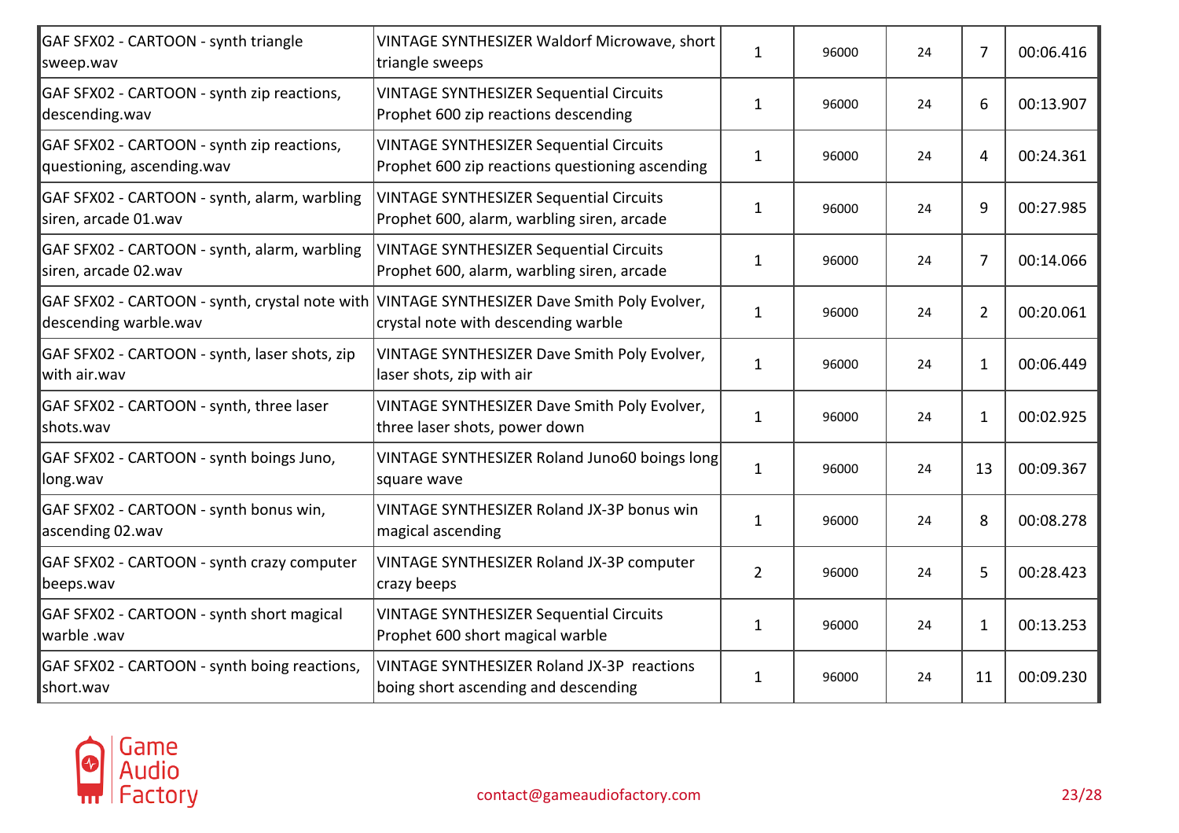| | | | | | | |
|---|---|---|---|---|---|---|
| GAF SFX02 - CARTOON - synth triangle sweep.wav | VINTAGE SYNTHESIZER Waldorf Microwave, short triangle sweeps | 1 | 96000 | 24 | 7 | 00:06.416 |
| GAF SFX02 - CARTOON - synth zip reactions, descending.wav | VINTAGE SYNTHESIZER Sequential Circuits Prophet 600 zip reactions descending | 1 | 96000 | 24 | 6 | 00:13.907 |
| GAF SFX02 - CARTOON - synth zip reactions, questioning, ascending.wav | VINTAGE SYNTHESIZER Sequential Circuits Prophet 600 zip reactions questioning ascending | 1 | 96000 | 24 | 4 | 00:24.361 |
| GAF SFX02 - CARTOON - synth, alarm, warbling siren, arcade 01.wav | VINTAGE SYNTHESIZER Sequential Circuits Prophet 600, alarm, warbling siren, arcade | 1 | 96000 | 24 | 9 | 00:27.985 |
| GAF SFX02 - CARTOON - synth, alarm, warbling siren, arcade 02.wav | VINTAGE SYNTHESIZER Sequential Circuits Prophet 600, alarm, warbling siren, arcade | 1 | 96000 | 24 | 7 | 00:14.066 |
| GAF SFX02 - CARTOON - synth, crystal note with descending warble.wav | VINTAGE SYNTHESIZER Dave Smith Poly Evolver, crystal note with descending warble | 1 | 96000 | 24 | 2 | 00:20.061 |
| GAF SFX02 - CARTOON - synth, laser shots, zip with air.wav | VINTAGE SYNTHESIZER Dave Smith Poly Evolver, laser shots, zip with air | 1 | 96000 | 24 | 1 | 00:06.449 |
| GAF SFX02 - CARTOON - synth, three laser shots.wav | VINTAGE SYNTHESIZER Dave Smith Poly Evolver, three laser shots, power down | 1 | 96000 | 24 | 1 | 00:02.925 |
| GAF SFX02 - CARTOON - synth boings Juno, long.wav | VINTAGE SYNTHESIZER Roland Juno60 boings long square wave | 1 | 96000 | 24 | 13 | 00:09.367 |
| GAF SFX02 - CARTOON - synth bonus win, ascending 02.wav | VINTAGE SYNTHESIZER Roland JX-3P bonus win magical ascending | 1 | 96000 | 24 | 8 | 00:08.278 |
| GAF SFX02 - CARTOON - synth crazy computer beeps.wav | VINTAGE SYNTHESIZER Roland JX-3P computer crazy beeps | 2 | 96000 | 24 | 5 | 00:28.423 |
| GAF SFX02 - CARTOON - synth short magical warble .wav | VINTAGE SYNTHESIZER Sequential Circuits Prophet 600 short magical warble | 1 | 96000 | 24 | 1 | 00:13.253 |
| GAF SFX02 - CARTOON - synth boing reactions, short.wav | VINTAGE SYNTHESIZER Roland JX-3P reactions boing short ascending and descending | 1 | 96000 | 24 | 11 | 00:09.230 |

Game Audio Factory

contact@gameaudiofactory.com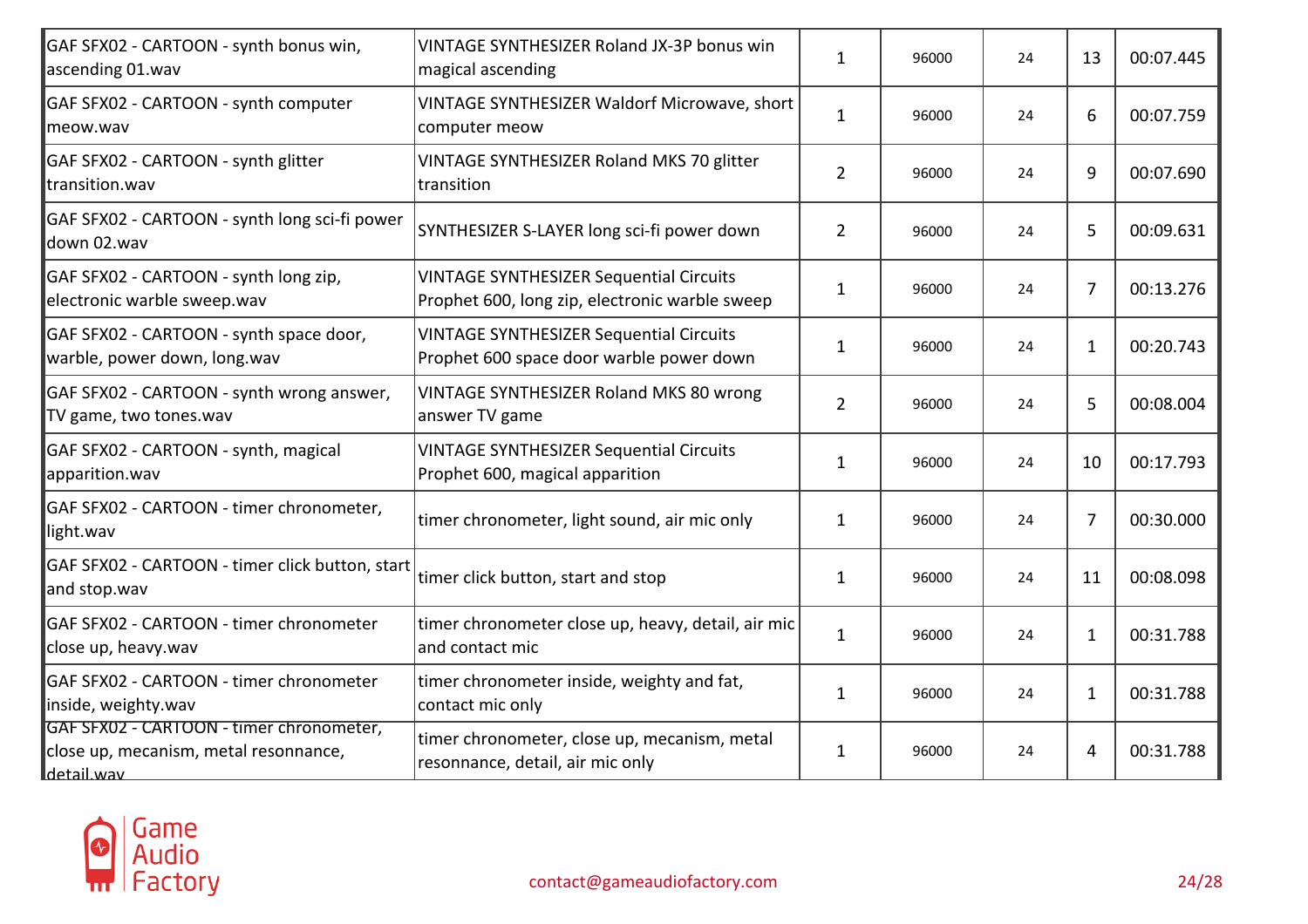| | | | | | | |
|---|---|---|---|---|---|---|
| GAF SFX02 - CARTOON - synth bonus win, ascending 01.wav | VINTAGE SYNTHESIZER Roland JX-3P bonus win magical ascending | 1 | 96000 | 24 | 13 | 00:07.445 |
| GAF SFX02 - CARTOON - synth computer meow.wav | VINTAGE SYNTHESIZER Waldorf Microwave, short computer meow | 1 | 96000 | 24 | 6 | 00:07.759 |
| GAF SFX02 - CARTOON - synth glitter transition.wav | VINTAGE SYNTHESIZER Roland MKS 70 glitter transition | 2 | 96000 | 24 | 9 | 00:07.690 |
| GAF SFX02 - CARTOON - synth long sci-fi power down 02.wav | SYNTHESIZER S-LAYER long sci-fi power down | 2 | 96000 | 24 | 5 | 00:09.631 |
| GAF SFX02 - CARTOON - synth long zip, electronic warble sweep.wav | VINTAGE SYNTHESIZER Sequential Circuits Prophet 600, long zip, electronic warble sweep | 1 | 96000 | 24 | 7 | 00:13.276 |
| GAF SFX02 - CARTOON - synth space door, warble, power down, long.wav | VINTAGE SYNTHESIZER Sequential Circuits Prophet 600 space door warble power down | 1 | 96000 | 24 | 1 | 00:20.743 |
| GAF SFX02 - CARTOON - synth wrong answer, TV game, two tones.wav | VINTAGE SYNTHESIZER Roland MKS 80 wrong answer TV game | 2 | 96000 | 24 | 5 | 00:08.004 |
| GAF SFX02 - CARTOON - synth, magical apparition.wav | VINTAGE SYNTHESIZER Sequential Circuits Prophet 600, magical apparition | 1 | 96000 | 24 | 10 | 00:17.793 |
| GAF SFX02 - CARTOON - timer chronometer, light.wav | timer chronometer, light sound, air mic only | 1 | 96000 | 24 | 7 | 00:30.000 |
| GAF SFX02 - CARTOON - timer click button, start and stop.wav | timer click button, start and stop | 1 | 96000 | 24 | 11 | 00:08.098 |
| GAF SFX02 - CARTOON - timer chronometer close up, heavy.wav | timer chronometer close up, heavy, detail, air mic and contact mic | 1 | 96000 | 24 | 1 | 00:31.788 |
| GAF SFX02 - CARTOON - timer chronometer inside, weighty.wav | timer chronometer inside, weighty and fat, contact mic only | 1 | 96000 | 24 | 1 | 00:31.788 |
| GAF SFX02 - CARTOON - timer chronometer, close up, mecanism, metal resonnance, detail.wav | timer chronometer, close up, mecanism, metal resonnance, detail, air mic only | 1 | 96000 | 24 | 4 | 00:31.788 |

contact@gameaudiofactory.com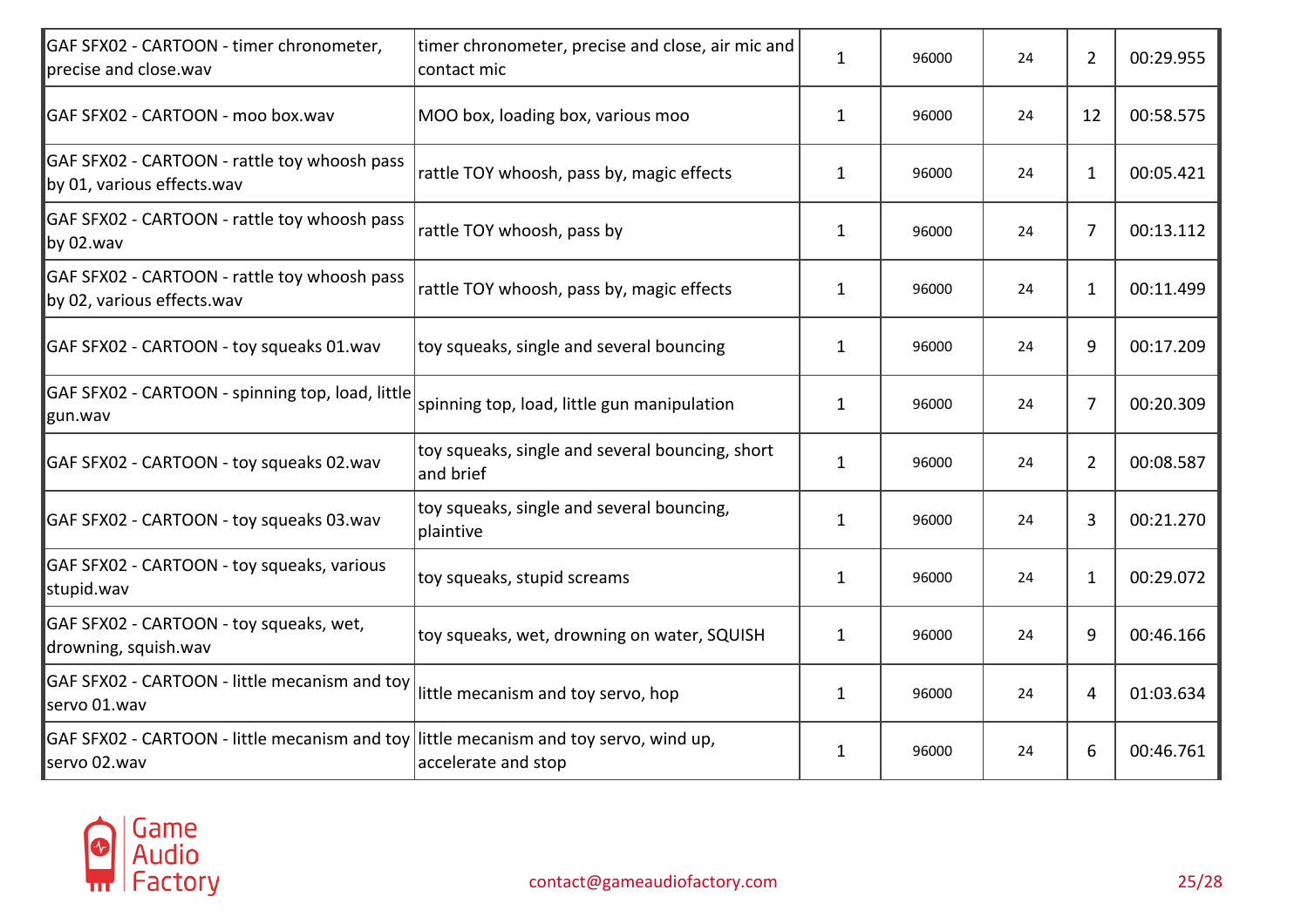| | | | | | | |
|---|---|---|---|---|---|---|
| GAF SFX02 - CARTOON - timer chronometer, precise and close.wav | timer chronometer, precise and close, air mic and contact mic | 1 | 96000 | 24 | 2 | 00:29.955 |
| GAF SFX02 - CARTOON - moo box.wav | MOO box, loading box, various moo | 1 | 96000 | 24 | 12 | 00:58.575 |
| GAF SFX02 - CARTOON - rattle toy whoosh pass by 01, various effects.wav | rattle TOY whoosh, pass by, magic effects | 1 | 96000 | 24 | 1 | 00:05.421 |
| GAF SFX02 - CARTOON - rattle toy whoosh pass by 02.wav | rattle TOY whoosh, pass by | 1 | 96000 | 24 | 7 | 00:13.112 |
| GAF SFX02 - CARTOON - rattle toy whoosh pass by 02, various effects.wav | rattle TOY whoosh, pass by, magic effects | 1 | 96000 | 24 | 1 | 00:11.499 |
| GAF SFX02 - CARTOON - toy squeaks 01.wav | toy squeaks, single and several bouncing | 1 | 96000 | 24 | 9 | 00:17.209 |
| GAF SFX02 - CARTOON - spinning top, load, little gun.wav | spinning top, load, little gun manipulation | 1 | 96000 | 24 | 7 | 00:20.309 |
| GAF SFX02 - CARTOON - toy squeaks 02.wav | toy squeaks, single and several bouncing, short and brief | 1 | 96000 | 24 | 2 | 00:08.587 |
| GAF SFX02 - CARTOON - toy squeaks 03.wav | toy squeaks, single and several bouncing, plaintive | 1 | 96000 | 24 | 3 | 00:21.270 |
| GAF SFX02 - CARTOON - toy squeaks, various stupid.wav | toy squeaks, stupid screams | 1 | 96000 | 24 | 1 | 00:29.072 |
| GAF SFX02 - CARTOON - toy squeaks, wet, drowning, squish.wav | toy squeaks, wet, drowning on water, SQUISH | 1 | 96000 | 24 | 9 | 00:46.166 |
| GAF SFX02 - CARTOON - little mecanism and toy servo 01.wav | little mecanism and toy servo, hop | 1 | 96000 | 24 | 4 | 01:03.634 |
| GAF SFX02 - CARTOON - little mecanism and toy servo 02.wav | little mecanism and toy servo, wind up, accelerate and stop | 1 | 96000 | 24 | 6 | 00:46.761 |

Game Audio Factory

contact@gameaudiofactory.com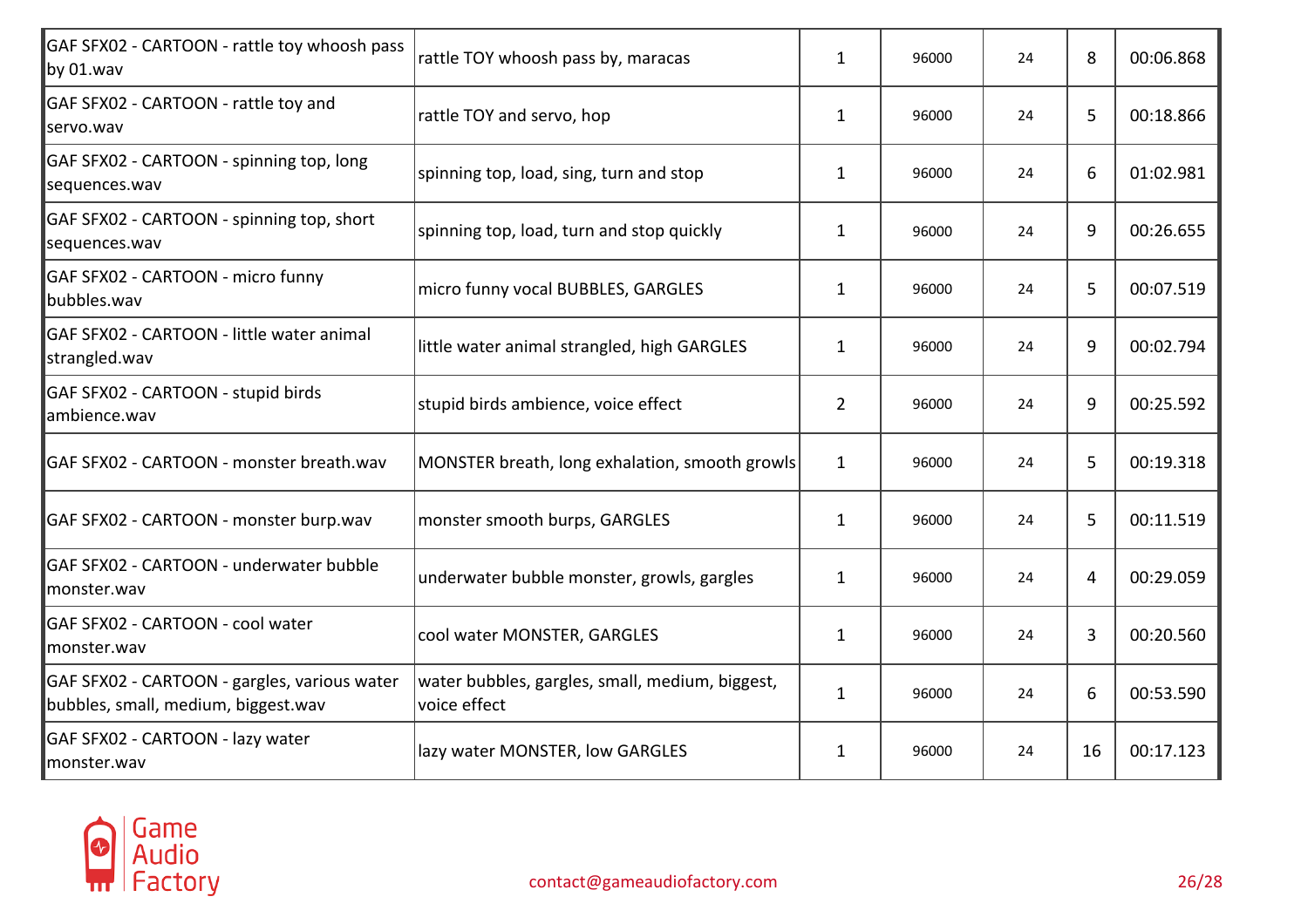| | | | | | | |
|---|---|---|---|---|---|---|
| GAF SFX02 - CARTOON - rattle toy whoosh pass by 01.wav | rattle TOY whoosh pass by, maracas | 1 | 96000 | 24 | 8 | 00:06.868 |
| GAF SFX02 - CARTOON - rattle toy and servo.wav | rattle TOY and servo, hop | 1 | 96000 | 24 | 5 | 00:18.866 |
| GAF SFX02 - CARTOON - spinning top, long sequences.wav | spinning top, load, sing, turn and stop | 1 | 96000 | 24 | 6 | 01:02.981 |
| GAF SFX02 - CARTOON - spinning top, short sequences.wav | spinning top, load, turn and stop quickly | 1 | 96000 | 24 | 9 | 00:26.655 |
| GAF SFX02 - CARTOON - micro funny bubbles.wav | micro funny vocal BUBBLES, GARGLES | 1 | 96000 | 24 | 5 | 00:07.519 |
| GAF SFX02 - CARTOON - little water animal strangled.wav | little water animal strangled, high GARGLES | 1 | 96000 | 24 | 9 | 00:02.794 |
| GAF SFX02 - CARTOON - stupid birds ambience.wav | stupid birds ambience, voice effect | 2 | 96000 | 24 | 9 | 00:25.592 |
| GAF SFX02 - CARTOON - monster breath.wav | MONSTER breath, long exhalation, smooth growls | 1 | 96000 | 24 | 5 | 00:19.318 |
| GAF SFX02 - CARTOON - monster burp.wav | monster smooth burps, GARGLES | 1 | 96000 | 24 | 5 | 00:11.519 |
| GAF SFX02 - CARTOON - underwater bubble monster.wav | underwater bubble monster, growls, gargles | 1 | 96000 | 24 | 4 | 00:29.059 |
| GAF SFX02 - CARTOON - cool water monster.wav | cool water MONSTER, GARGLES | 1 | 96000 | 24 | 3 | 00:20.560 |
| GAF SFX02 - CARTOON - gargles, various water bubbles, small, medium, biggest.wav | water bubbles, gargles, small, medium, biggest, voice effect | 1 | 96000 | 24 | 6 | 00:53.590 |
| GAF SFX02 - CARTOON - lazy water monster.wav | lazy water MONSTER, low GARGLES | 1 | 96000 | 24 | 16 | 00:17.123 |

Game Audio Factory

contact@gameaudiofactory.com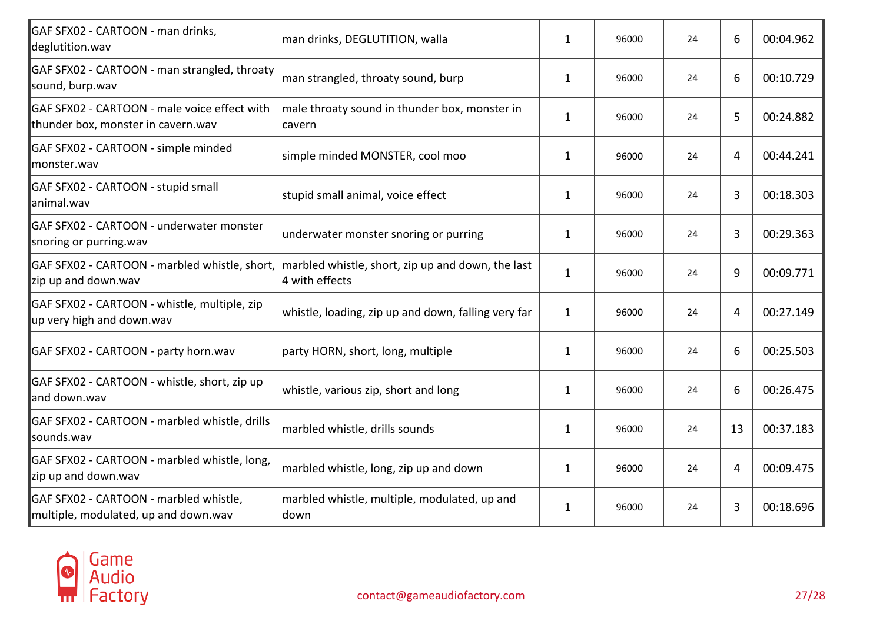| | | | | | | |
|---|---|---|---|---|---|---|
| GAF SFX02 - CARTOON - man drinks, deglutition.wav | man drinks, DEGLUTITION, walla | 1 | 96000 | 24 | 6 | 00:04.962 |
| GAF SFX02 - CARTOON - man strangled, throaty sound, burp.wav | man strangled, throaty sound, burp | 1 | 96000 | 24 | 6 | 00:10.729 |
| GAF SFX02 - CARTOON - male voice effect with thunder box, monster in cavern.wav | male throaty sound in thunder box, monster in cavern | 1 | 96000 | 24 | 5 | 00:24.882 |
| GAF SFX02 - CARTOON - simple minded monster.wav | simple minded MONSTER, cool moo | 1 | 96000 | 24 | 4 | 00:44.241 |
| GAF SFX02 - CARTOON - stupid small animal.wav | stupid small animal, voice effect | 1 | 96000 | 24 | 3 | 00:18.303 |
| GAF SFX02 - CARTOON - underwater monster snoring or purring.wav | underwater monster snoring or purring | 1 | 96000 | 24 | 3 | 00:29.363 |
| GAF SFX02 - CARTOON - marbled whistle, short, zip up and down.wav | marbled whistle, short, zip up and down, the last 4 with effects | 1 | 96000 | 24 | 9 | 00:09.771 |
| GAF SFX02 - CARTOON - whistle, multiple, zip up very high and down.wav | whistle, loading, zip up and down, falling very far | 1 | 96000 | 24 | 4 | 00:27.149 |
| GAF SFX02 - CARTOON - party horn.wav | party HORN, short, long, multiple | 1 | 96000 | 24 | 6 | 00:25.503 |
| GAF SFX02 - CARTOON - whistle, short, zip up and down.wav | whistle, various zip, short and long | 1 | 96000 | 24 | 6 | 00:26.475 |
| GAF SFX02 - CARTOON - marbled whistle, drills sounds.wav | marbled whistle, drills sounds | 1 | 96000 | 24 | 13 | 00:37.183 |
| GAF SFX02 - CARTOON - marbled whistle, long, zip up and down.wav | marbled whistle, long, zip up and down | 1 | 96000 | 24 | 4 | 00:09.475 |
| GAF SFX02 - CARTOON - marbled whistle, multiple, modulated, up and down.wav | marbled whistle, multiple, modulated, up and down | 1 | 96000 | 24 | 3 | 00:18.696 |

Game Audio Factory

contact@gameaudiofactory.com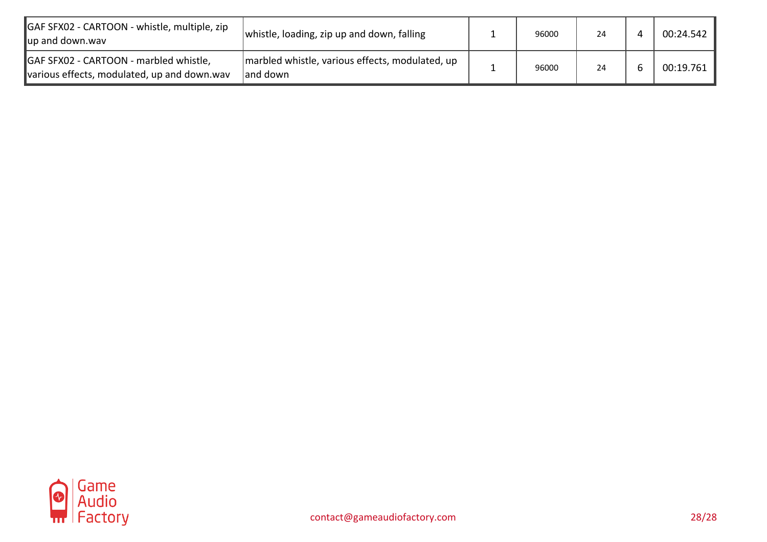| | | | | | | |
|---|---|---|---|---|---|---|
| GAF SFX02 - CARTOON - whistle, multiple, zip up and down.wav | whistle, loading, zip up and down, falling | 1 | 96000 | 24 | 4 | 00:24.542 |
| GAF SFX02 - CARTOON - marbled whistle, various effects, modulated, up and down.wav | marbled whistle, various effects, modulated, up and down | 1 | 96000 | 24 | 6 | 00:19.761 |

Game Audio Factory

contact@gameaudiofactory.com